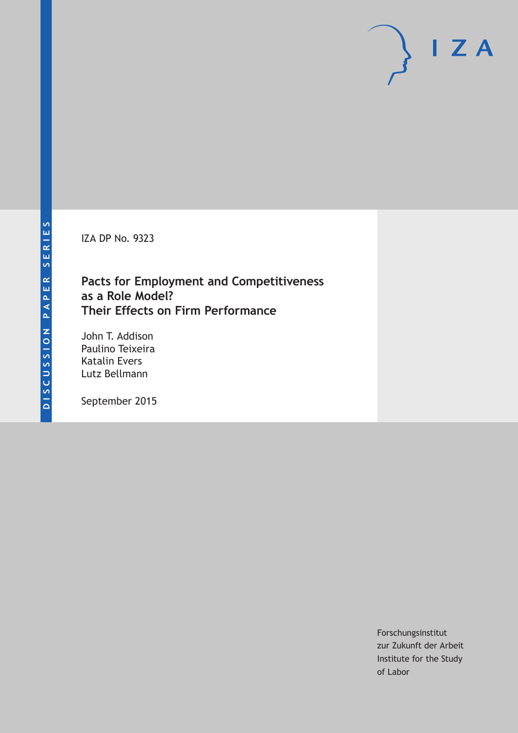IZA DP No. 9323

# Pacts for Employment and Competitiveness as a Role Model? Their Effects on Firm Performance

John T. Addison
Paulino Teixeira
Katalin Evers
Lutz Bellmann

September 2015

Forschungsinstitut
zur Zukunft der Arbeit
Institute for the Study
of Labor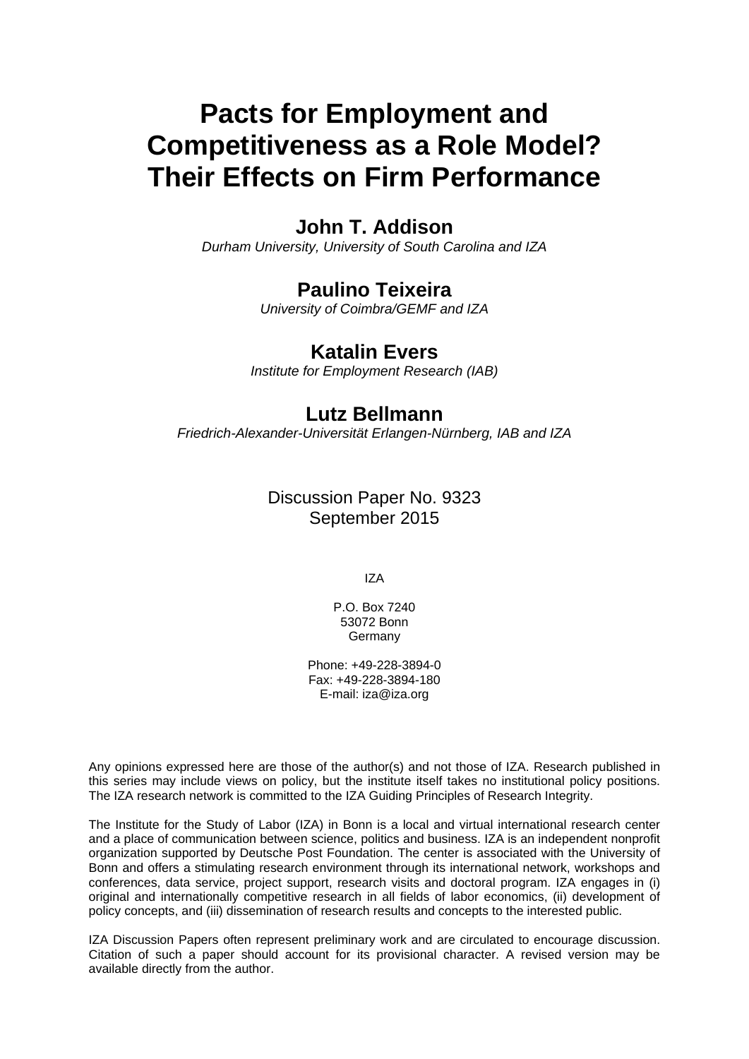# Pacts for Employment and Competitiveness as a Role Model? Their Effects on Firm Performance

## John T. Addison

*Durham University, University of South Carolina and IZA*

## Paulino Teixeira

*University of Coimbra/GEMF and IZA*

## Katalin Evers

*Institute for Employment Research (IAB)*

## Lutz Bellmann

*Friedrich-Alexander-Universität Erlangen-Nürnberg, IAB and IZA*

Discussion Paper No. 9323
September 2015

IZA

P.O. Box 7240
53072 Bonn
Germany

Phone: +49-228-3894-0
Fax: +49-228-3894-180
E-mail: iza@iza.org

Any opinions expressed here are those of the author(s) and not those of IZA. Research published in this series may include views on policy, but the institute itself takes no institutional policy positions. The IZA research network is committed to the IZA Guiding Principles of Research Integrity.

The Institute for the Study of Labor (IZA) in Bonn is a local and virtual international research center and a place of communication between science, politics and business. IZA is an independent nonprofit organization supported by Deutsche Post Foundation. The center is associated with the University of Bonn and offers a stimulating research environment through its international network, workshops and conferences, data service, project support, research visits and doctoral program. IZA engages in (i) original and internationally competitive research in all fields of labor economics, (ii) development of policy concepts, and (iii) dissemination of research results and concepts to the interested public.

IZA Discussion Papers often represent preliminary work and are circulated to encourage discussion. Citation of such a paper should account for its provisional character. A revised version may be available directly from the author.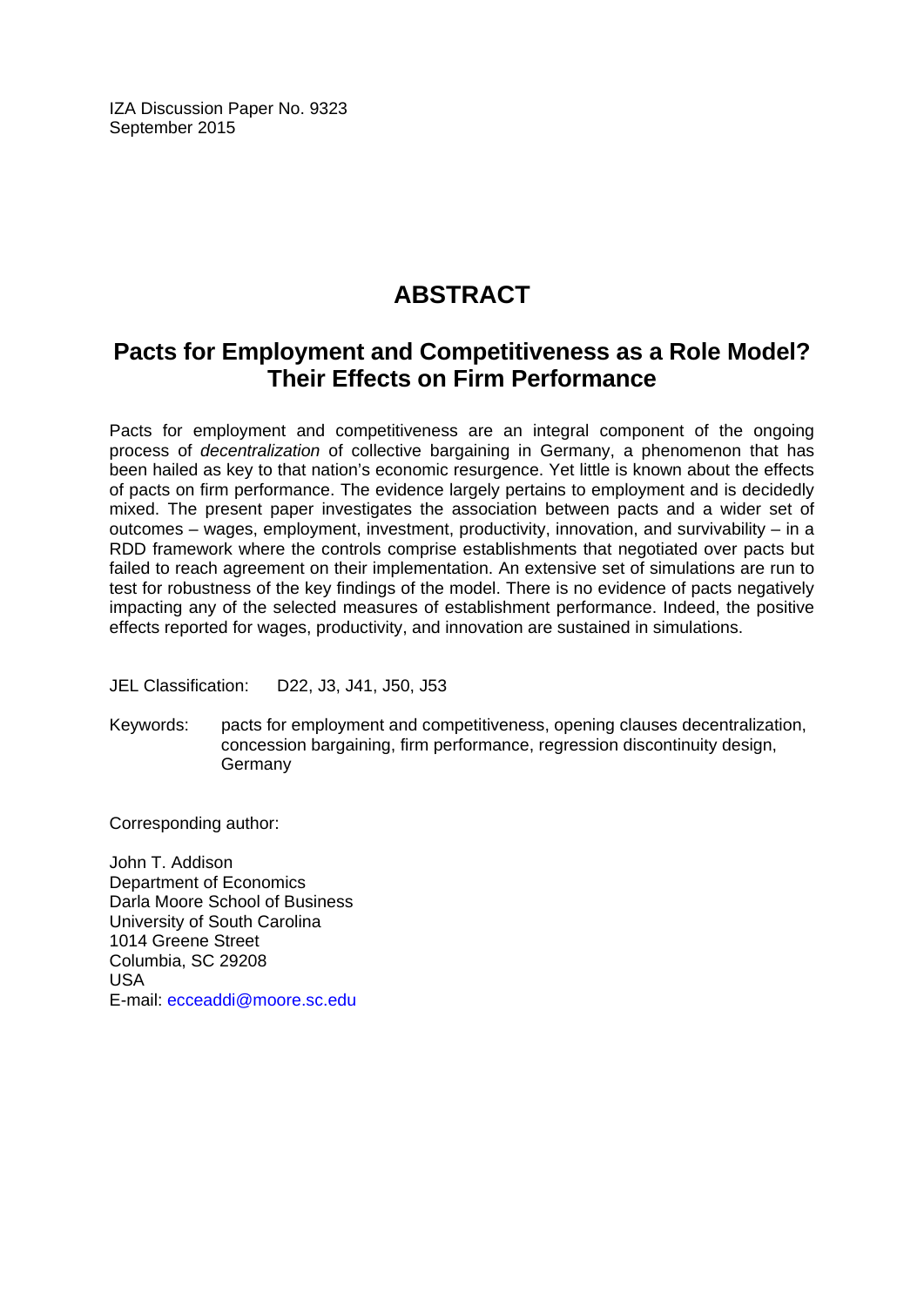IZA Discussion Paper No. 9323
September 2015

# ABSTRACT

## Pacts for Employment and Competitiveness as a Role Model? Their Effects on Firm Performance

Pacts for employment and competitiveness are an integral component of the ongoing process of *decentralization* of collective bargaining in Germany, a phenomenon that has been hailed as key to that nation's economic resurgence. Yet little is known about the effects of pacts on firm performance. The evidence largely pertains to employment and is decidedly mixed. The present paper investigates the association between pacts and a wider set of outcomes – wages, employment, investment, productivity, innovation, and survivability – in a RDD framework where the controls comprise establishments that negotiated over pacts but failed to reach agreement on their implementation. An extensive set of simulations are run to test for robustness of the key findings of the model. There is no evidence of pacts negatively impacting any of the selected measures of establishment performance. Indeed, the positive effects reported for wages, productivity, and innovation are sustained in simulations.

JEL Classification: D22, J3, J41, J50, J53

Keywords: pacts for employment and competitiveness, opening clauses decentralization, concession bargaining, firm performance, regression discontinuity design, Germany

Corresponding author:

John T. Addison
Department of Economics
Darla Moore School of Business
University of South Carolina
1014 Greene Street
Columbia, SC 29208
USA
E-mail: ecceaddi@moore.sc.edu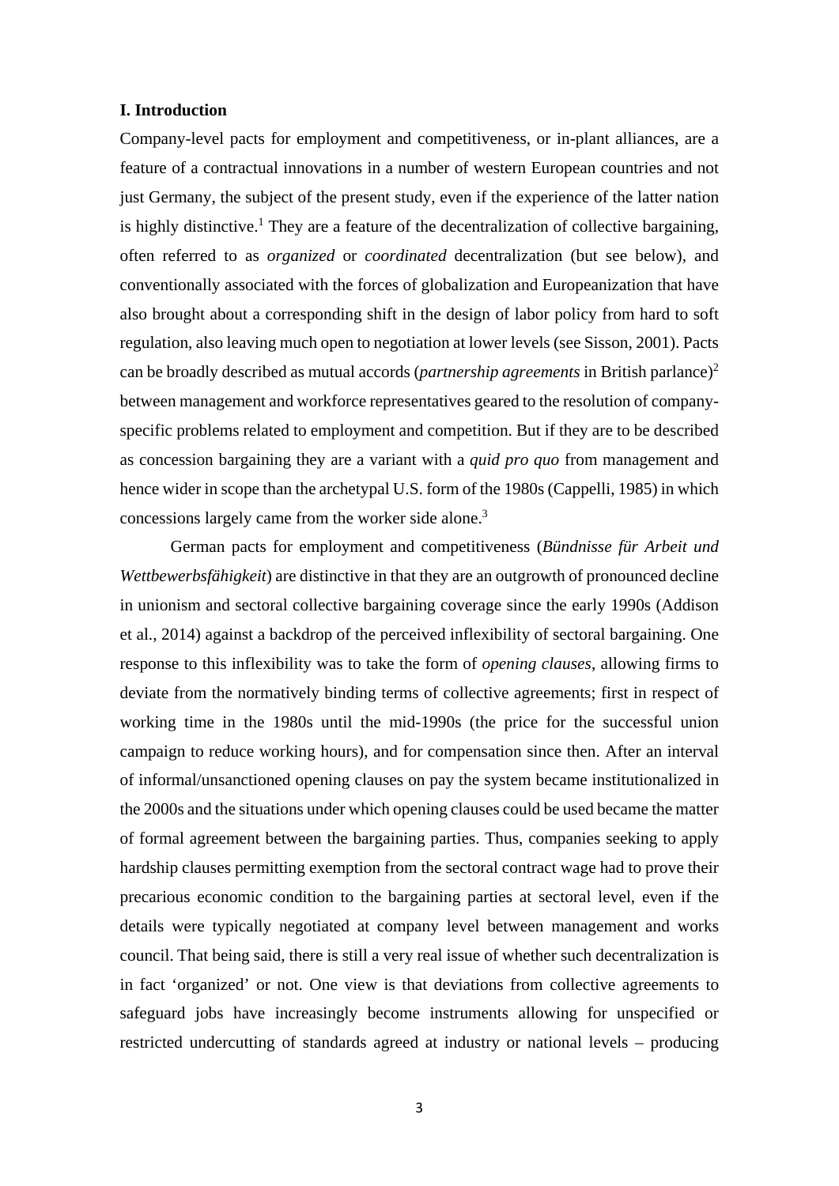## I. Introduction

Company-level pacts for employment and competitiveness, or in-plant alliances, are a feature of a contractual innovations in a number of western European countries and not just Germany, the subject of the present study, even if the experience of the latter nation is highly distinctive.[1] They are a feature of the decentralization of collective bargaining, often referred to as *organized* or *coordinated* decentralization (but see below), and conventionally associated with the forces of globalization and Europeanization that have also brought about a corresponding shift in the design of labor policy from hard to soft regulation, also leaving much open to negotiation at lower levels (see Sisson, 2001). Pacts can be broadly described as mutual accords (*partnership agreements* in British parlance)[2] between management and workforce representatives geared to the resolution of company-specific problems related to employment and competition. But if they are to be described as concession bargaining they are a variant with a *quid pro quo* from management and hence wider in scope than the archetypal U.S. form of the 1980s (Cappelli, 1985) in which concessions largely came from the worker side alone.[3]

German pacts for employment and competitiveness (*Bündnisse für Arbeit und Wettbewerbsfähigkeit*) are distinctive in that they are an outgrowth of pronounced decline in unionism and sectoral collective bargaining coverage since the early 1990s (Addison et al., 2014) against a backdrop of the perceived inflexibility of sectoral bargaining. One response to this inflexibility was to take the form of *opening clauses*, allowing firms to deviate from the normatively binding terms of collective agreements; first in respect of working time in the 1980s until the mid-1990s (the price for the successful union campaign to reduce working hours), and for compensation since then. After an interval of informal/unsanctioned opening clauses on pay the system became institutionalized in the 2000s and the situations under which opening clauses could be used became the matter of formal agreement between the bargaining parties. Thus, companies seeking to apply hardship clauses permitting exemption from the sectoral contract wage had to prove their precarious economic condition to the bargaining parties at sectoral level, even if the details were typically negotiated at company level between management and works council. That being said, there is still a very real issue of whether such decentralization is in fact 'organized' or not. One view is that deviations from collective agreements to safeguard jobs have increasingly become instruments allowing for unspecified or restricted undercutting of standards agreed at industry or national levels – producing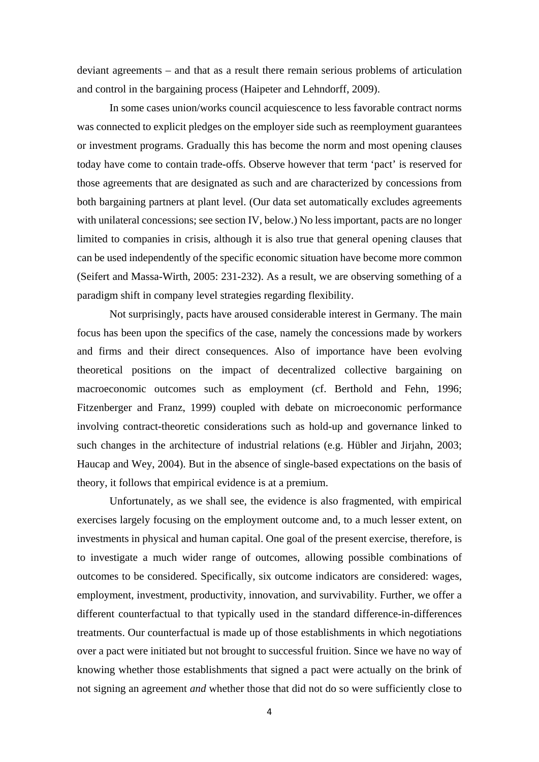deviant agreements – and that as a result there remain serious problems of articulation and control in the bargaining process (Haipeter and Lehndorff, 2009).

In some cases union/works council acquiescence to less favorable contract norms was connected to explicit pledges on the employer side such as reemployment guarantees or investment programs. Gradually this has become the norm and most opening clauses today have come to contain trade-offs. Observe however that term 'pact' is reserved for those agreements that are designated as such and are characterized by concessions from both bargaining partners at plant level. (Our data set automatically excludes agreements with unilateral concessions; see section IV, below.) No less important, pacts are no longer limited to companies in crisis, although it is also true that general opening clauses that can be used independently of the specific economic situation have become more common (Seifert and Massa-Wirth, 2005: 231-232). As a result, we are observing something of a paradigm shift in company level strategies regarding flexibility.

Not surprisingly, pacts have aroused considerable interest in Germany. The main focus has been upon the specifics of the case, namely the concessions made by workers and firms and their direct consequences. Also of importance have been evolving theoretical positions on the impact of decentralized collective bargaining on macroeconomic outcomes such as employment (cf. Berthold and Fehn, 1996; Fitzenberger and Franz, 1999) coupled with debate on microeconomic performance involving contract-theoretic considerations such as hold-up and governance linked to such changes in the architecture of industrial relations (e.g. Hübler and Jirjahn, 2003; Haucap and Wey, 2004). But in the absence of single-based expectations on the basis of theory, it follows that empirical evidence is at a premium.

Unfortunately, as we shall see, the evidence is also fragmented, with empirical exercises largely focusing on the employment outcome and, to a much lesser extent, on investments in physical and human capital. One goal of the present exercise, therefore, is to investigate a much wider range of outcomes, allowing possible combinations of outcomes to be considered. Specifically, six outcome indicators are considered: wages, employment, investment, productivity, innovation, and survivability. Further, we offer a different counterfactual to that typically used in the standard difference-in-differences treatments. Our counterfactual is made up of those establishments in which negotiations over a pact were initiated but not brought to successful fruition. Since we have no way of knowing whether those establishments that signed a pact were actually on the brink of not signing an agreement *and* whether those that did not do so were sufficiently close to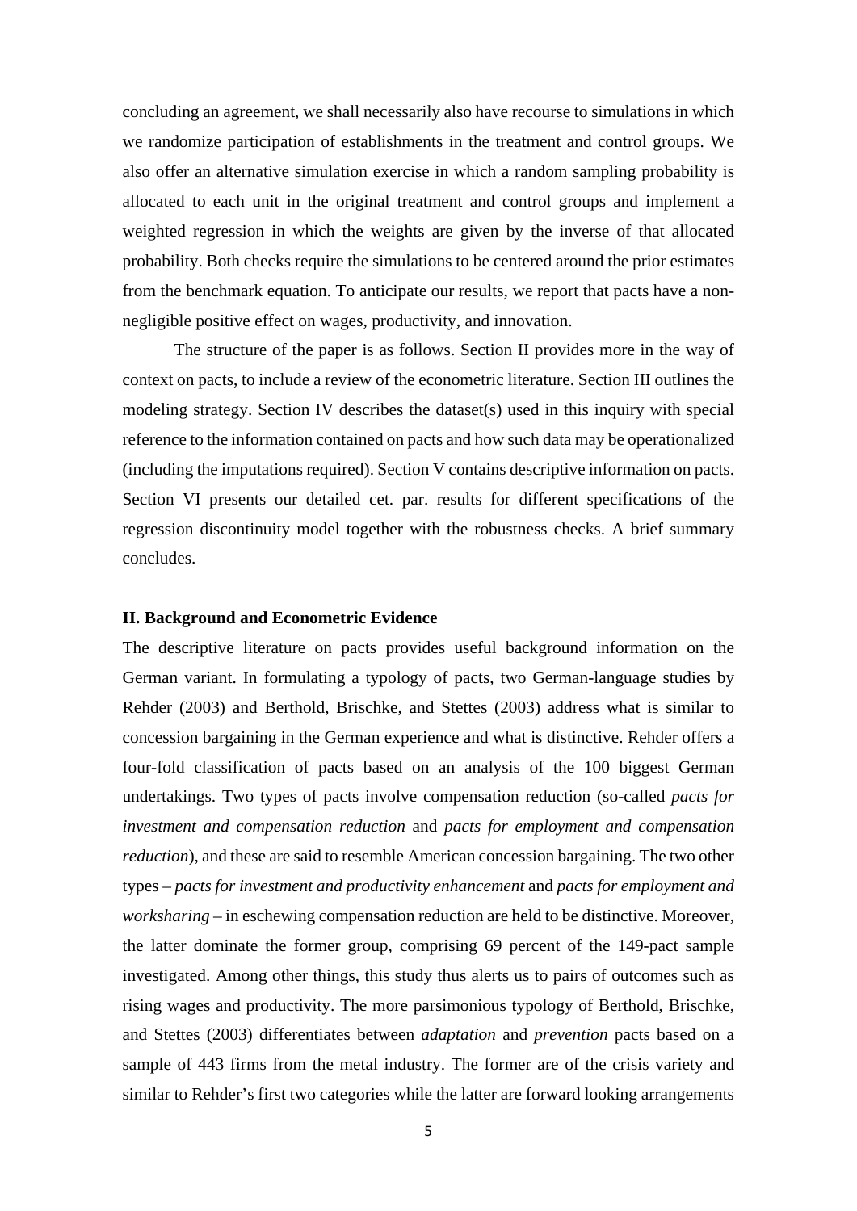concluding an agreement, we shall necessarily also have recourse to simulations in which we randomize participation of establishments in the treatment and control groups. We also offer an alternative simulation exercise in which a random sampling probability is allocated to each unit in the original treatment and control groups and implement a weighted regression in which the weights are given by the inverse of that allocated probability. Both checks require the simulations to be centered around the prior estimates from the benchmark equation. To anticipate our results, we report that pacts have a non-negligible positive effect on wages, productivity, and innovation.

The structure of the paper is as follows. Section II provides more in the way of context on pacts, to include a review of the econometric literature. Section III outlines the modeling strategy. Section IV describes the dataset(s) used in this inquiry with special reference to the information contained on pacts and how such data may be operationalized (including the imputations required). Section V contains descriptive information on pacts. Section VI presents our detailed cet. par. results for different specifications of the regression discontinuity model together with the robustness checks. A brief summary concludes.

## II. Background and Econometric Evidence

The descriptive literature on pacts provides useful background information on the German variant. In formulating a typology of pacts, two German-language studies by Rehder (2003) and Berthold, Brischke, and Stettes (2003) address what is similar to concession bargaining in the German experience and what is distinctive. Rehder offers a four-fold classification of pacts based on an analysis of the 100 biggest German undertakings. Two types of pacts involve compensation reduction (so-called *pacts for investment and compensation reduction* and *pacts for employment and compensation reduction*), and these are said to resemble American concession bargaining. The two other types – *pacts for investment and productivity enhancement* and *pacts for employment and worksharing* – in eschewing compensation reduction are held to be distinctive. Moreover, the latter dominate the former group, comprising 69 percent of the 149-pact sample investigated. Among other things, this study thus alerts us to pairs of outcomes such as rising wages and productivity. The more parsimonious typology of Berthold, Brischke, and Stettes (2003) differentiates between *adaptation* and *prevention* pacts based on a sample of 443 firms from the metal industry. The former are of the crisis variety and similar to Rehder's first two categories while the latter are forward looking arrangements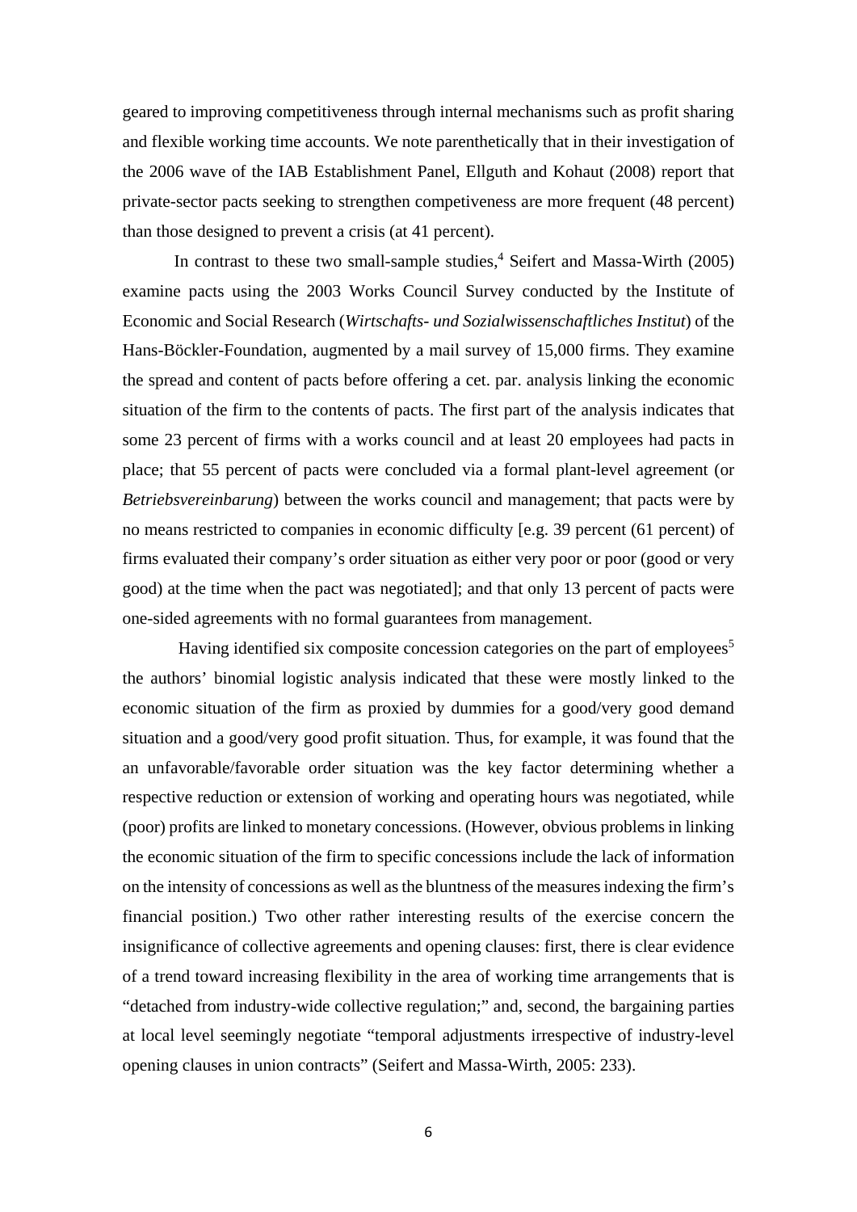geared to improving competitiveness through internal mechanisms such as profit sharing and flexible working time accounts. We note parenthetically that in their investigation of the 2006 wave of the IAB Establishment Panel, Ellguth and Kohaut (2008) report that private-sector pacts seeking to strengthen competiveness are more frequent (48 percent) than those designed to prevent a crisis (at 41 percent).

In contrast to these two small-sample studies,[4] Seifert and Massa-Wirth (2005) examine pacts using the 2003 Works Council Survey conducted by the Institute of Economic and Social Research (*Wirtschafts- und Sozialwissenschaftliches Institut*) of the Hans-Böckler-Foundation, augmented by a mail survey of 15,000 firms. They examine the spread and content of pacts before offering a cet. par. analysis linking the economic situation of the firm to the contents of pacts. The first part of the analysis indicates that some 23 percent of firms with a works council and at least 20 employees had pacts in place; that 55 percent of pacts were concluded via a formal plant-level agreement (or *Betriebsvereinbarung*) between the works council and management; that pacts were by no means restricted to companies in economic difficulty [e.g. 39 percent (61 percent) of firms evaluated their company's order situation as either very poor or poor (good or very good) at the time when the pact was negotiated]; and that only 13 percent of pacts were one-sided agreements with no formal guarantees from management.

Having identified six composite concession categories on the part of employees[5] the authors' binomial logistic analysis indicated that these were mostly linked to the economic situation of the firm as proxied by dummies for a good/very good demand situation and a good/very good profit situation. Thus, for example, it was found that the an unfavorable/favorable order situation was the key factor determining whether a respective reduction or extension of working and operating hours was negotiated, while (poor) profits are linked to monetary concessions. (However, obvious problems in linking the economic situation of the firm to specific concessions include the lack of information on the intensity of concessions as well as the bluntness of the measures indexing the firm's financial position.) Two other rather interesting results of the exercise concern the insignificance of collective agreements and opening clauses: first, there is clear evidence of a trend toward increasing flexibility in the area of working time arrangements that is "detached from industry-wide collective regulation;" and, second, the bargaining parties at local level seemingly negotiate "temporal adjustments irrespective of industry-level opening clauses in union contracts" (Seifert and Massa-Wirth, 2005: 233).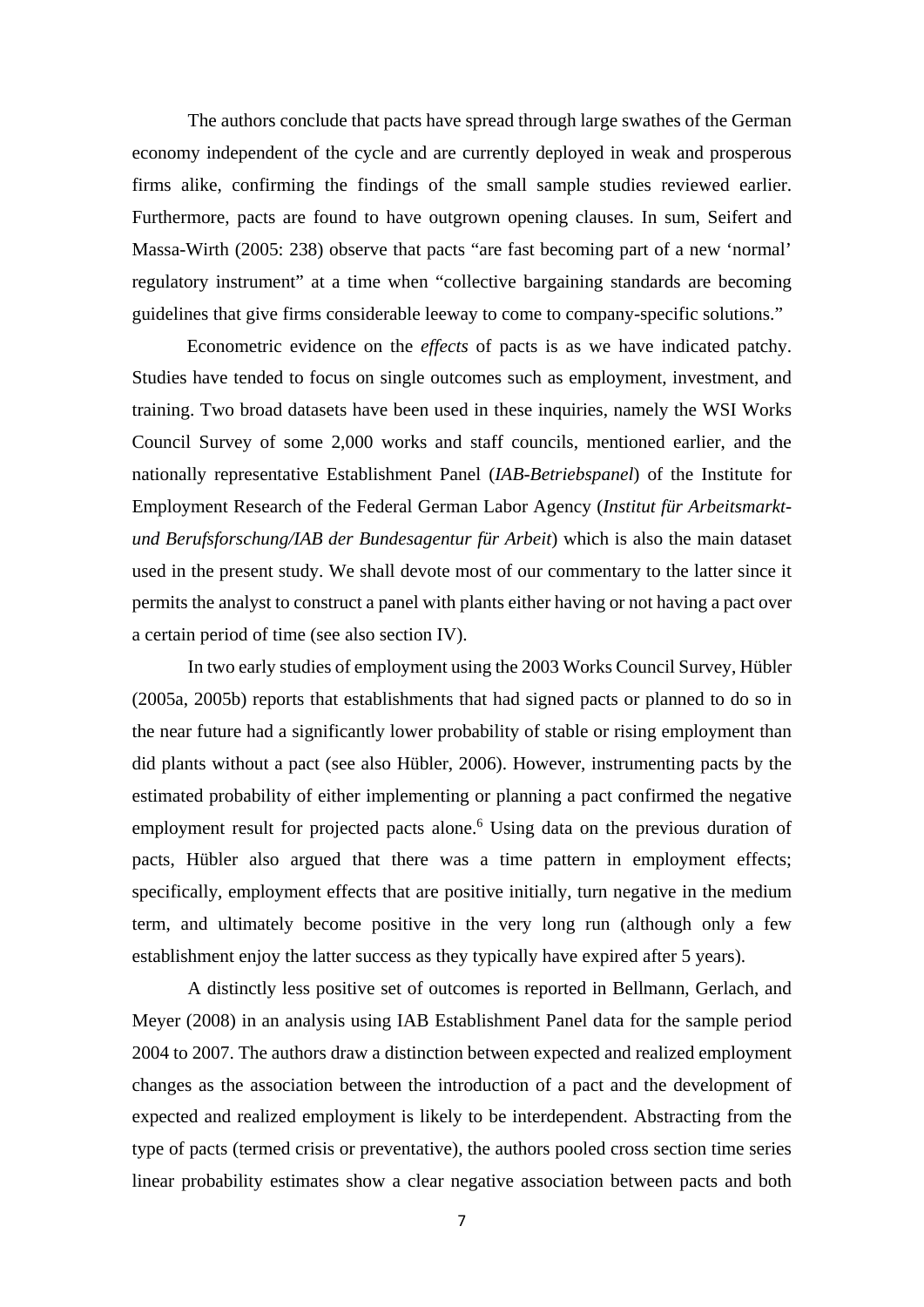The authors conclude that pacts have spread through large swathes of the German economy independent of the cycle and are currently deployed in weak and prosperous firms alike, confirming the findings of the small sample studies reviewed earlier. Furthermore, pacts are found to have outgrown opening clauses. In sum, Seifert and Massa-Wirth (2005: 238) observe that pacts "are fast becoming part of a new 'normal' regulatory instrument" at a time when "collective bargaining standards are becoming guidelines that give firms considerable leeway to come to company-specific solutions."

Econometric evidence on the *effects* of pacts is as we have indicated patchy. Studies have tended to focus on single outcomes such as employment, investment, and training. Two broad datasets have been used in these inquiries, namely the WSI Works Council Survey of some 2,000 works and staff councils, mentioned earlier, and the nationally representative Establishment Panel (*IAB-Betriebspanel*) of the Institute for Employment Research of the Federal German Labor Agency (*Institut für Arbeitsmarkt- und Berufsforschung/IAB der Bundesagentur für Arbeit*) which is also the main dataset used in the present study. We shall devote most of our commentary to the latter since it permits the analyst to construct a panel with plants either having or not having a pact over a certain period of time (see also section IV).

In two early studies of employment using the 2003 Works Council Survey, Hübler (2005a, 2005b) reports that establishments that had signed pacts or planned to do so in the near future had a significantly lower probability of stable or rising employment than did plants without a pact (see also Hübler, 2006). However, instrumenting pacts by the estimated probability of either implementing or planning a pact confirmed the negative employment result for projected pacts alone.[6] Using data on the previous duration of pacts, Hübler also argued that there was a time pattern in employment effects; specifically, employment effects that are positive initially, turn negative in the medium term, and ultimately become positive in the very long run (although only a few establishment enjoy the latter success as they typically have expired after 5 years).

A distinctly less positive set of outcomes is reported in Bellmann, Gerlach, and Meyer (2008) in an analysis using IAB Establishment Panel data for the sample period 2004 to 2007. The authors draw a distinction between expected and realized employment changes as the association between the introduction of a pact and the development of expected and realized employment is likely to be interdependent. Abstracting from the type of pacts (termed crisis or preventative), the authors pooled cross section time series linear probability estimates show a clear negative association between pacts and both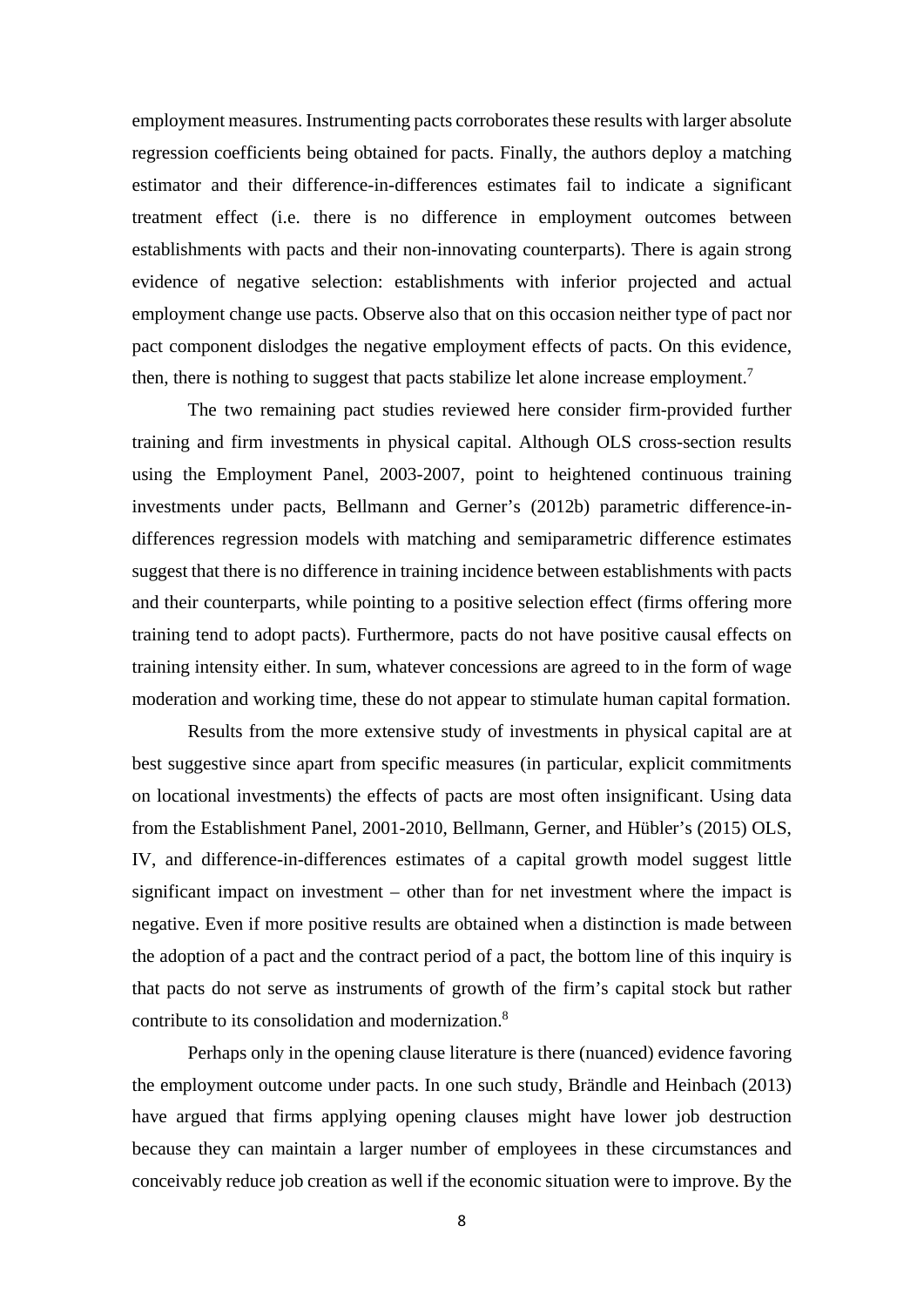employment measures. Instrumenting pacts corroborates these results with larger absolute regression coefficients being obtained for pacts. Finally, the authors deploy a matching estimator and their difference-in-differences estimates fail to indicate a significant treatment effect (i.e. there is no difference in employment outcomes between establishments with pacts and their non-innovating counterparts). There is again strong evidence of negative selection: establishments with inferior projected and actual employment change use pacts. Observe also that on this occasion neither type of pact nor pact component dislodges the negative employment effects of pacts. On this evidence, then, there is nothing to suggest that pacts stabilize let alone increase employment.[7]

The two remaining pact studies reviewed here consider firm-provided further training and firm investments in physical capital. Although OLS cross-section results using the Employment Panel, 2003-2007, point to heightened continuous training investments under pacts, Bellmann and Gerner's (2012b) parametric difference-in-differences regression models with matching and semiparametric difference estimates suggest that there is no difference in training incidence between establishments with pacts and their counterparts, while pointing to a positive selection effect (firms offering more training tend to adopt pacts). Furthermore, pacts do not have positive causal effects on training intensity either. In sum, whatever concessions are agreed to in the form of wage moderation and working time, these do not appear to stimulate human capital formation.

Results from the more extensive study of investments in physical capital are at best suggestive since apart from specific measures (in particular, explicit commitments on locational investments) the effects of pacts are most often insignificant. Using data from the Establishment Panel, 2001-2010, Bellmann, Gerner, and Hübler's (2015) OLS, IV, and difference-in-differences estimates of a capital growth model suggest little significant impact on investment – other than for net investment where the impact is negative. Even if more positive results are obtained when a distinction is made between the adoption of a pact and the contract period of a pact, the bottom line of this inquiry is that pacts do not serve as instruments of growth of the firm's capital stock but rather contribute to its consolidation and modernization.[8]

Perhaps only in the opening clause literature is there (nuanced) evidence favoring the employment outcome under pacts. In one such study, Brändle and Heinbach (2013) have argued that firms applying opening clauses might have lower job destruction because they can maintain a larger number of employees in these circumstances and conceivably reduce job creation as well if the economic situation were to improve. By the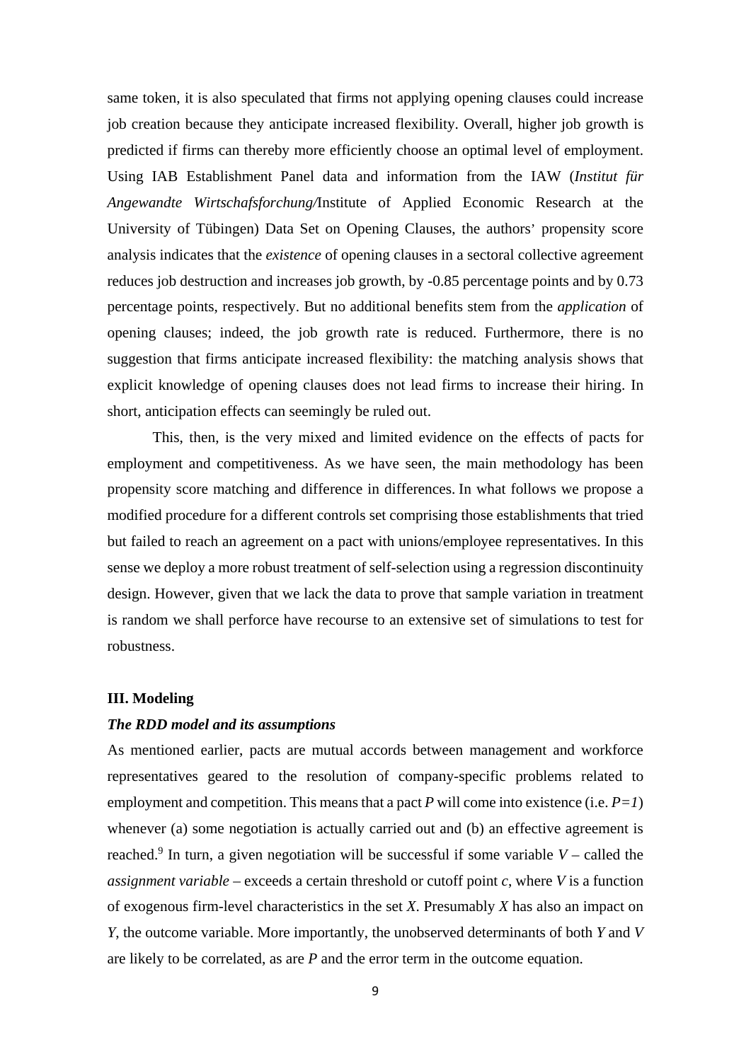same token, it is also speculated that firms not applying opening clauses could increase job creation because they anticipate increased flexibility. Overall, higher job growth is predicted if firms can thereby more efficiently choose an optimal level of employment. Using IAB Establishment Panel data and information from the IAW (*Institut für Angewandte Wirtschafsforchung/*Institute of Applied Economic Research at the University of Tübingen) Data Set on Opening Clauses, the authors' propensity score analysis indicates that the *existence* of opening clauses in a sectoral collective agreement reduces job destruction and increases job growth, by -0.85 percentage points and by 0.73 percentage points, respectively. But no additional benefits stem from the *application* of opening clauses; indeed, the job growth rate is reduced. Furthermore, there is no suggestion that firms anticipate increased flexibility: the matching analysis shows that explicit knowledge of opening clauses does not lead firms to increase their hiring. In short, anticipation effects can seemingly be ruled out.

This, then, is the very mixed and limited evidence on the effects of pacts for employment and competitiveness. As we have seen, the main methodology has been propensity score matching and difference in differences. In what follows we propose a modified procedure for a different controls set comprising those establishments that tried but failed to reach an agreement on a pact with unions/employee representatives. In this sense we deploy a more robust treatment of self-selection using a regression discontinuity design. However, given that we lack the data to prove that sample variation in treatment is random we shall perforce have recourse to an extensive set of simulations to test for robustness.

## III. Modeling

### *The RDD model and its assumptions*

As mentioned earlier, pacts are mutual accords between management and workforce representatives geared to the resolution of company-specific problems related to employment and competition. This means that a pact $P$ will come into existence (i.e. $P=1$) whenever (a) some negotiation is actually carried out and (b) an effective agreement is reached.[9] In turn, a given negotiation will be successful if some variable $V$ – called the *assignment variable* – exceeds a certain threshold or cutoff point $c$, where $V$ is a function of exogenous firm-level characteristics in the set $X$. Presumably $X$ has also an impact on $Y$, the outcome variable. More importantly, the unobserved determinants of both $Y$ and $V$ are likely to be correlated, as are $P$ and the error term in the outcome equation.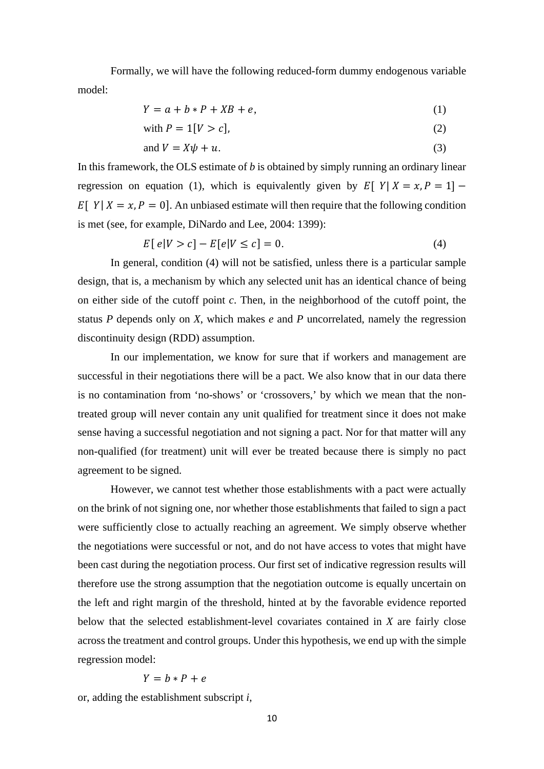Formally, we will have the following reduced-form dummy endogenous variable model:

$$Y = a + b * P + XB + e, \tag{1}$$

$$\text{with } P = 1[V > c], \tag{2}$$

$$\text{and } V = X\psi + u. \tag{3}$$

In this framework, the OLS estimate of *b* is obtained by simply running an ordinary linear regression on equation (1), which is equivalently given by $E[\ Y|\ X = x, P = 1] - E[\ Y|\ X = x, P = 0]$. An unbiased estimate will then require that the following condition is met (see, for example, DiNardo and Lee, 2004: 1399):

$$E[\ e|V > c] - E[e|V \leq c] = 0. \tag{4}$$

In general, condition (4) will not be satisfied, unless there is a particular sample design, that is, a mechanism by which any selected unit has an identical chance of being on either side of the cutoff point *c*. Then, in the neighborhood of the cutoff point, the status *P* depends only on *X*, which makes *e* and *P* uncorrelated, namely the regression discontinuity design (RDD) assumption.

In our implementation, we know for sure that if workers and management are successful in their negotiations there will be a pact. We also know that in our data there is no contamination from 'no-shows' or 'crossovers,' by which we mean that the non-treated group will never contain any unit qualified for treatment since it does not make sense having a successful negotiation and not signing a pact. Nor for that matter will any non-qualified (for treatment) unit will ever be treated because there is simply no pact agreement to be signed.

However, we cannot test whether those establishments with a pact were actually on the brink of not signing one, nor whether those establishments that failed to sign a pact were sufficiently close to actually reaching an agreement. We simply observe whether the negotiations were successful or not, and do not have access to votes that might have been cast during the negotiation process. Our first set of indicative regression results will therefore use the strong assumption that the negotiation outcome is equally uncertain on the left and right margin of the threshold, hinted at by the favorable evidence reported below that the selected establishment-level covariates contained in *X* are fairly close across the treatment and control groups. Under this hypothesis, we end up with the simple regression model:

$$Y = b * P + e$$

or, adding the establishment subscript *i*,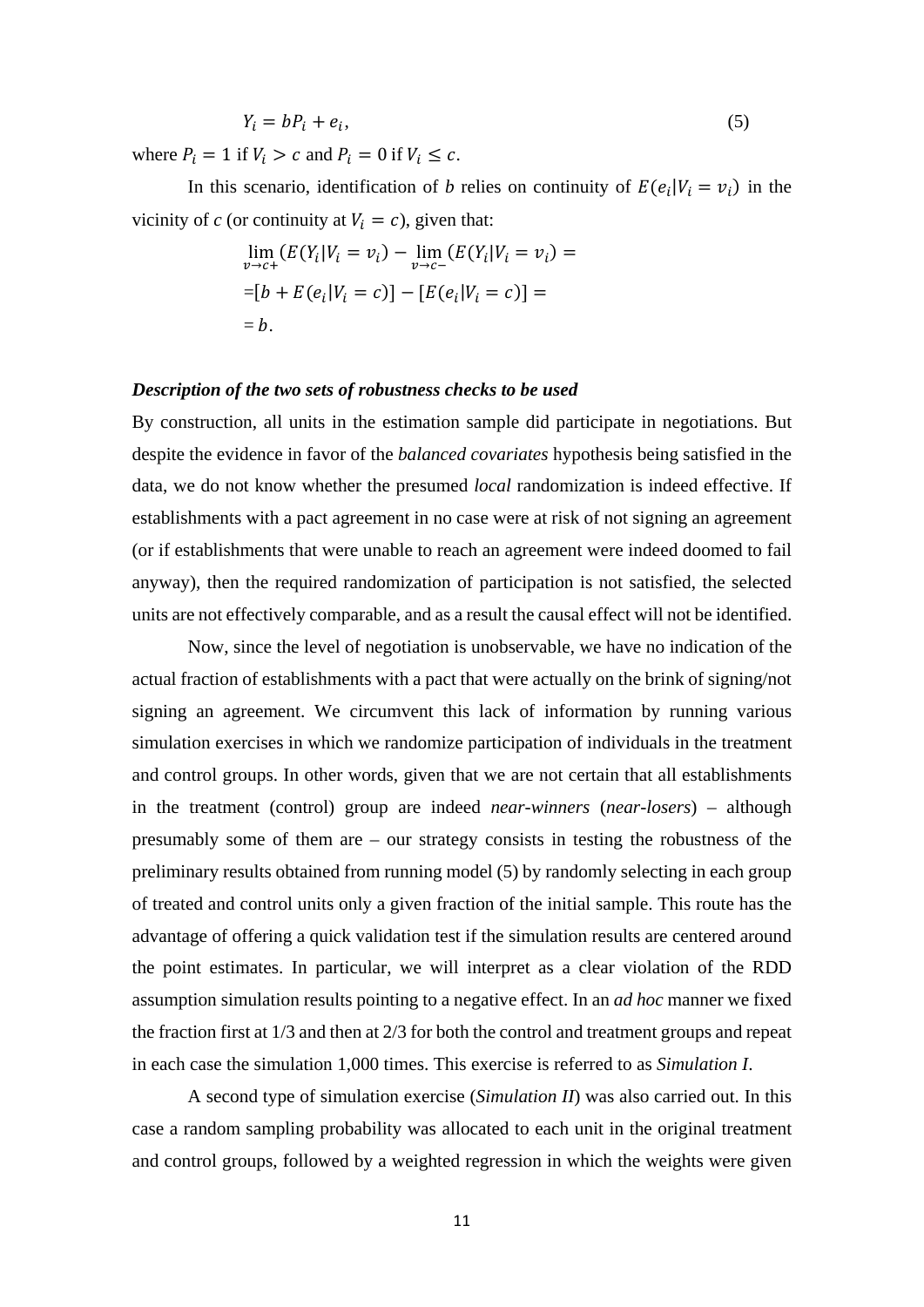$$Y_i = bP_i + e_i, \tag{5}$$

where $P_i = 1$ if $V_i > c$ and $P_i = 0$ if $V_i \leq c$.

In this scenario, identification of $b$ relies on continuity of $E(e_i|V_i = v_i)$ in the vicinity of *c* (or continuity at $V_i = c$), given that:

$$\lim_{v \to c+}(E(Y_i|V_i = v_i) - \lim_{v \to c-}(E(Y_i|V_i = v_i) =$$

$$=[b + E(e_i|V_i = c)] - [E(e_i|V_i = c)] =$$

$$= b.$$

***Description of the two sets of robustness checks to be used***

By construction, all units in the estimation sample did participate in negotiations. But despite the evidence in favor of the *balanced covariates* hypothesis being satisfied in the data, we do not know whether the presumed *local* randomization is indeed effective. If establishments with a pact agreement in no case were at risk of not signing an agreement (or if establishments that were unable to reach an agreement were indeed doomed to fail anyway), then the required randomization of participation is not satisfied, the selected units are not effectively comparable, and as a result the causal effect will not be identified.

Now, since the level of negotiation is unobservable, we have no indication of the actual fraction of establishments with a pact that were actually on the brink of signing/not signing an agreement. We circumvent this lack of information by running various simulation exercises in which we randomize participation of individuals in the treatment and control groups. In other words, given that we are not certain that all establishments in the treatment (control) group are indeed *near-winners* (*near-losers*) – although presumably some of them are – our strategy consists in testing the robustness of the preliminary results obtained from running model (5) by randomly selecting in each group of treated and control units only a given fraction of the initial sample. This route has the advantage of offering a quick validation test if the simulation results are centered around the point estimates. In particular, we will interpret as a clear violation of the RDD assumption simulation results pointing to a negative effect. In an *ad hoc* manner we fixed the fraction first at 1/3 and then at 2/3 for both the control and treatment groups and repeat in each case the simulation 1,000 times. This exercise is referred to as *Simulation I*.

A second type of simulation exercise (*Simulation II*) was also carried out. In this case a random sampling probability was allocated to each unit in the original treatment and control groups, followed by a weighted regression in which the weights were given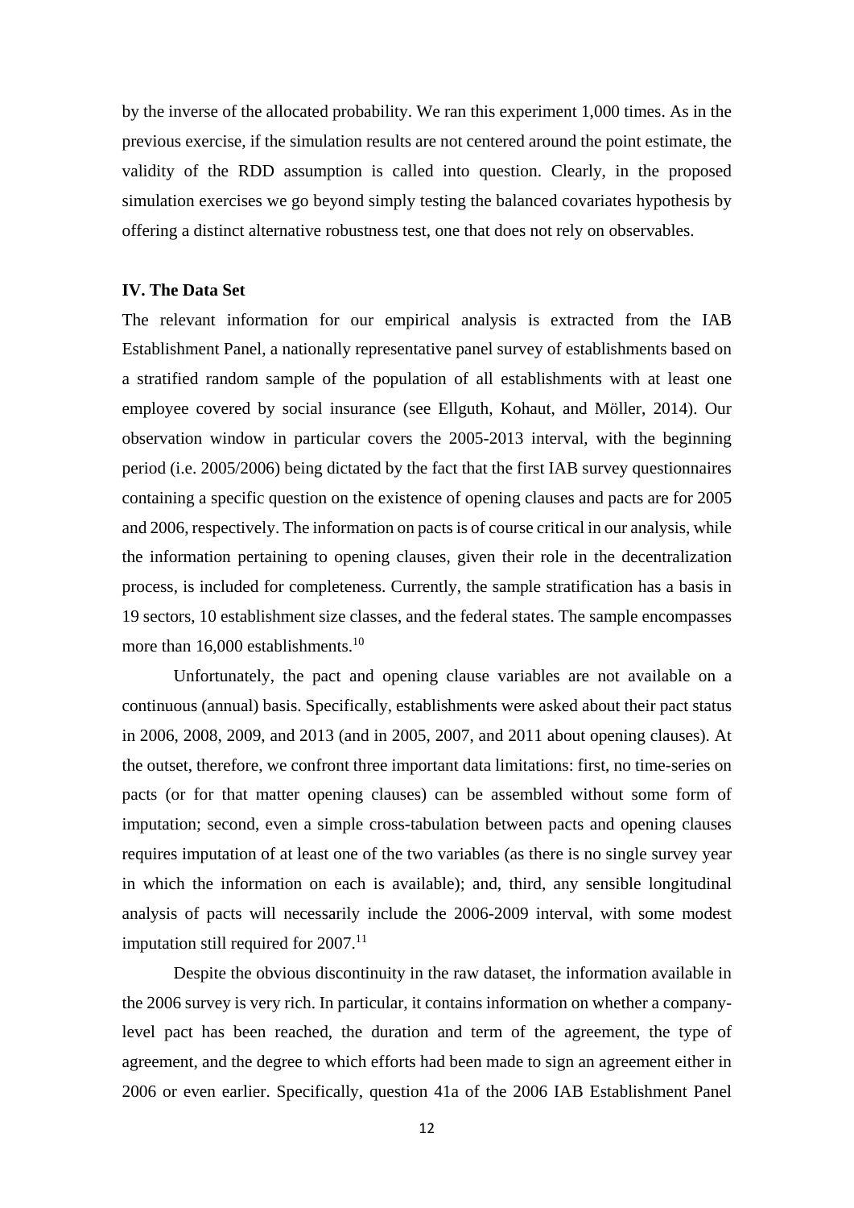by the inverse of the allocated probability. We ran this experiment 1,000 times. As in the previous exercise, if the simulation results are not centered around the point estimate, the validity of the RDD assumption is called into question. Clearly, in the proposed simulation exercises we go beyond simply testing the balanced covariates hypothesis by offering a distinct alternative robustness test, one that does not rely on observables.

## IV. The Data Set

The relevant information for our empirical analysis is extracted from the IAB Establishment Panel, a nationally representative panel survey of establishments based on a stratified random sample of the population of all establishments with at least one employee covered by social insurance (see Ellguth, Kohaut, and Möller, 2014). Our observation window in particular covers the 2005-2013 interval, with the beginning period (i.e. 2005/2006) being dictated by the fact that the first IAB survey questionnaires containing a specific question on the existence of opening clauses and pacts are for 2005 and 2006, respectively. The information on pacts is of course critical in our analysis, while the information pertaining to opening clauses, given their role in the decentralization process, is included for completeness. Currently, the sample stratification has a basis in 19 sectors, 10 establishment size classes, and the federal states. The sample encompasses more than 16,000 establishments.[10]

Unfortunately, the pact and opening clause variables are not available on a continuous (annual) basis. Specifically, establishments were asked about their pact status in 2006, 2008, 2009, and 2013 (and in 2005, 2007, and 2011 about opening clauses). At the outset, therefore, we confront three important data limitations: first, no time-series on pacts (or for that matter opening clauses) can be assembled without some form of imputation; second, even a simple cross-tabulation between pacts and opening clauses requires imputation of at least one of the two variables (as there is no single survey year in which the information on each is available); and, third, any sensible longitudinal analysis of pacts will necessarily include the 2006-2009 interval, with some modest imputation still required for 2007.[11]

Despite the obvious discontinuity in the raw dataset, the information available in the 2006 survey is very rich. In particular, it contains information on whether a company-level pact has been reached, the duration and term of the agreement, the type of agreement, and the degree to which efforts had been made to sign an agreement either in 2006 or even earlier. Specifically, question 41a of the 2006 IAB Establishment Panel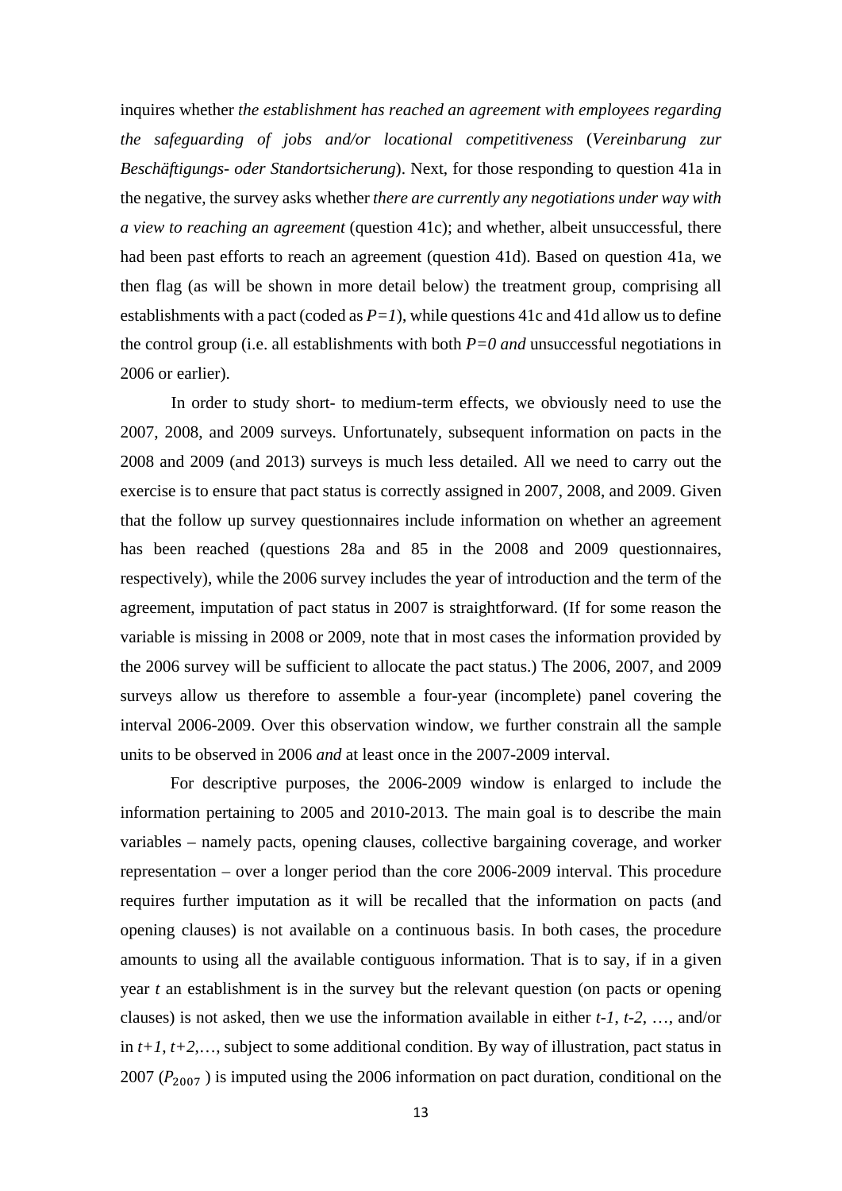inquires whether *the establishment has reached an agreement with employees regarding the safeguarding of jobs and/or locational competitiveness* (*Vereinbarung zur Beschäftigungs- oder Standortsicherung*). Next, for those responding to question 41a in the negative, the survey asks whether *there are currently any negotiations under way with a view to reaching an agreement* (question 41c); and whether, albeit unsuccessful, there had been past efforts to reach an agreement (question 41d). Based on question 41a, we then flag (as will be shown in more detail below) the treatment group, comprising all establishments with a pact (coded as $P=1$), while questions 41c and 41d allow us to define the control group (i.e. all establishments with both $P=0$ *and* unsuccessful negotiations in 2006 or earlier).

In order to study short- to medium-term effects, we obviously need to use the 2007, 2008, and 2009 surveys. Unfortunately, subsequent information on pacts in the 2008 and 2009 (and 2013) surveys is much less detailed. All we need to carry out the exercise is to ensure that pact status is correctly assigned in 2007, 2008, and 2009. Given that the follow up survey questionnaires include information on whether an agreement has been reached (questions 28a and 85 in the 2008 and 2009 questionnaires, respectively), while the 2006 survey includes the year of introduction and the term of the agreement, imputation of pact status in 2007 is straightforward. (If for some reason the variable is missing in 2008 or 2009, note that in most cases the information provided by the 2006 survey will be sufficient to allocate the pact status.) The 2006, 2007, and 2009 surveys allow us therefore to assemble a four-year (incomplete) panel covering the interval 2006-2009. Over this observation window, we further constrain all the sample units to be observed in 2006 *and* at least once in the 2007-2009 interval.

For descriptive purposes, the 2006-2009 window is enlarged to include the information pertaining to 2005 and 2010-2013. The main goal is to describe the main variables – namely pacts, opening clauses, collective bargaining coverage, and worker representation – over a longer period than the core 2006-2009 interval. This procedure requires further imputation as it will be recalled that the information on pacts (and opening clauses) is not available on a continuous basis. In both cases, the procedure amounts to using all the available contiguous information. That is to say, if in a given year $t$ an establishment is in the survey but the relevant question (on pacts or opening clauses) is not asked, then we use the information available in either $t$-$1$, $t$-$2$, …, and/or in $t+1$, $t+2$,…, subject to some additional condition. By way of illustration, pact status in 2007 ($P_{2007}$) is imputed using the 2006 information on pact duration, conditional on the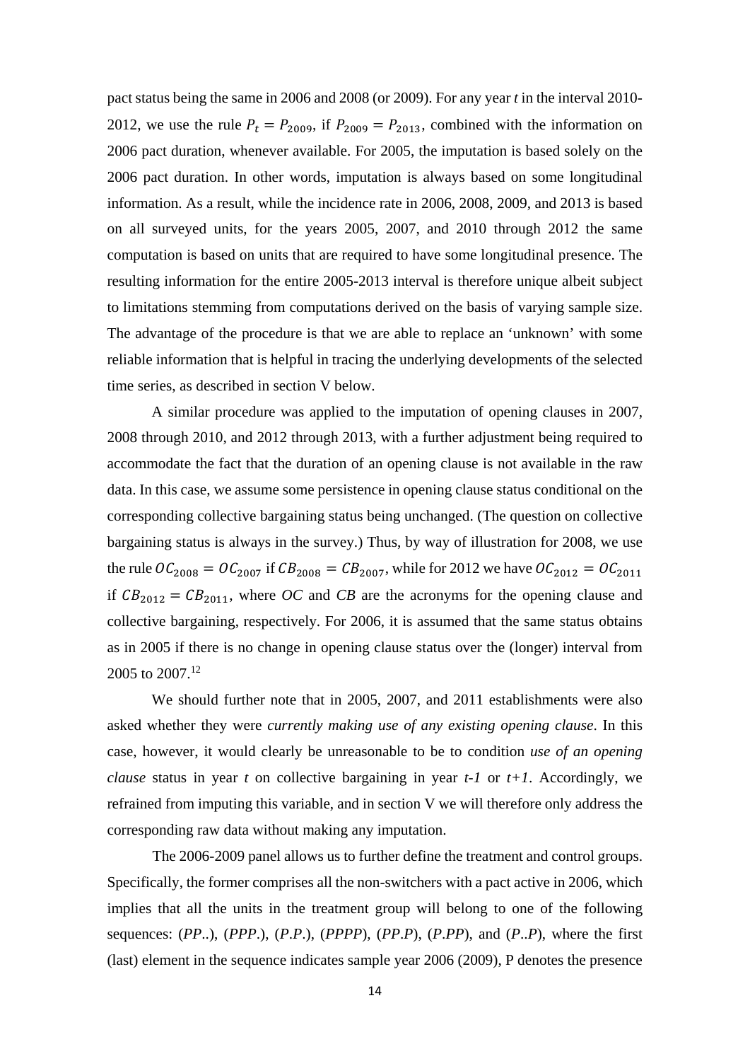pact status being the same in 2006 and 2008 (or 2009). For any year *t* in the interval 2010-2012, we use the rule $P_t = P_{2009}$, if $P_{2009} = P_{2013}$, combined with the information on 2006 pact duration, whenever available. For 2005, the imputation is based solely on the 2006 pact duration. In other words, imputation is always based on some longitudinal information. As a result, while the incidence rate in 2006, 2008, 2009, and 2013 is based on all surveyed units, for the years 2005, 2007, and 2010 through 2012 the same computation is based on units that are required to have some longitudinal presence. The resulting information for the entire 2005-2013 interval is therefore unique albeit subject to limitations stemming from computations derived on the basis of varying sample size. The advantage of the procedure is that we are able to replace an 'unknown' with some reliable information that is helpful in tracing the underlying developments of the selected time series, as described in section V below.

A similar procedure was applied to the imputation of opening clauses in 2007, 2008 through 2010, and 2012 through 2013, with a further adjustment being required to accommodate the fact that the duration of an opening clause is not available in the raw data. In this case, we assume some persistence in opening clause status conditional on the corresponding collective bargaining status being unchanged. (The question on collective bargaining status is always in the survey.) Thus, by way of illustration for 2008, we use the rule $OC_{2008} = OC_{2007}$ if $CB_{2008} = CB_{2007}$, while for 2012 we have $OC_{2012} = OC_{2011}$ if $CB_{2012} = CB_{2011}$, where *OC* and *CB* are the acronyms for the opening clause and collective bargaining, respectively. For 2006, it is assumed that the same status obtains as in 2005 if there is no change in opening clause status over the (longer) interval from 2005 to 2007.[12]

We should further note that in 2005, 2007, and 2011 establishments were also asked whether they were *currently making use of any existing opening clause*. In this case, however, it would clearly be unreasonable to be to condition *use of an opening clause* status in year *t* on collective bargaining in year *t-1* or *t+1*. Accordingly, we refrained from imputing this variable, and in section V we will therefore only address the corresponding raw data without making any imputation.

The 2006-2009 panel allows us to further define the treatment and control groups. Specifically, the former comprises all the non-switchers with a pact active in 2006, which implies that all the units in the treatment group will belong to one of the following sequences: (*PP*..), (*PPP*.), (*P*.*P*.), (*PPPP*), (*PP*.*P*), (*P*.*PP*), and (*P*..*P*), where the first (last) element in the sequence indicates sample year 2006 (2009), P denotes the presence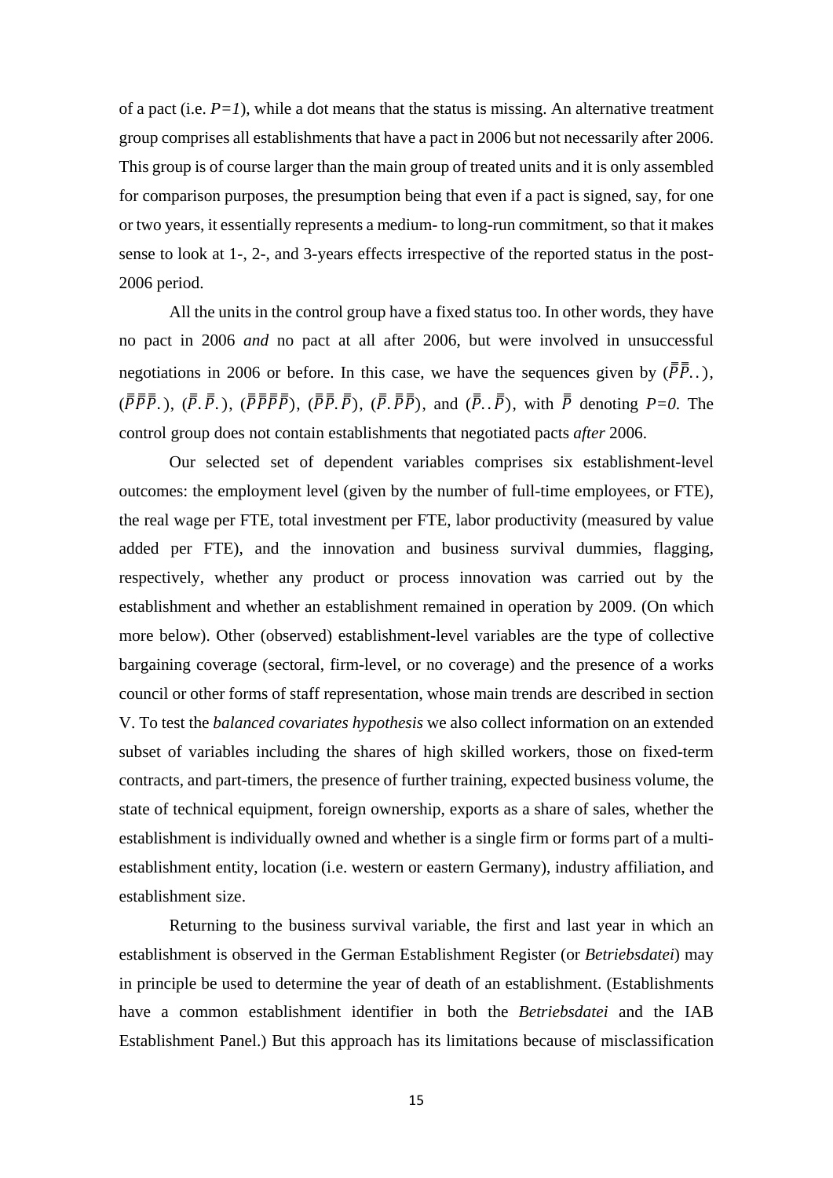of a pact (i.e. *P=1*), while a dot means that the status is missing. An alternative treatment group comprises all establishments that have a pact in 2006 but not necessarily after 2006. This group is of course larger than the main group of treated units and it is only assembled for comparison purposes, the presumption being that even if a pact is signed, say, for one or two years, it essentially represents a medium- to long-run commitment, so that it makes sense to look at 1-, 2-, and 3-years effects irrespective of the reported status in the post-2006 period.

All the units in the control group have a fixed status too. In other words, they have no pact in 2006 *and* no pact at all after 2006, but were involved in unsuccessful negotiations in 2006 or before. In this case, we have the sequences given by $(\bar{\bar{P}}\bar{\bar{P}}..)$, $(\bar{\bar{P}}\bar{\bar{P}}\bar{\bar{P}}.)$, $(\bar{\bar{P}}.\bar{\bar{P}}.)$, $(\bar{\bar{P}}\bar{\bar{P}}\bar{\bar{P}}\bar{\bar{P}})$, $(\bar{\bar{P}}\bar{\bar{P}}.\bar{\bar{P}})$, $(\bar{\bar{P}}.\bar{\bar{P}}\bar{\bar{P}})$, and $(\bar{\bar{P}}..\bar{\bar{P}})$, with $\bar{\bar{P}}$ denoting *P=0*. The control group does not contain establishments that negotiated pacts *after* 2006.

Our selected set of dependent variables comprises six establishment-level outcomes: the employment level (given by the number of full-time employees, or FTE), the real wage per FTE, total investment per FTE, labor productivity (measured by value added per FTE), and the innovation and business survival dummies, flagging, respectively, whether any product or process innovation was carried out by the establishment and whether an establishment remained in operation by 2009. (On which more below). Other (observed) establishment-level variables are the type of collective bargaining coverage (sectoral, firm-level, or no coverage) and the presence of a works council or other forms of staff representation, whose main trends are described in section V. To test the *balanced covariates hypothesis* we also collect information on an extended subset of variables including the shares of high skilled workers, those on fixed-term contracts, and part-timers, the presence of further training, expected business volume, the state of technical equipment, foreign ownership, exports as a share of sales, whether the establishment is individually owned and whether is a single firm or forms part of a multi-establishment entity, location (i.e. western or eastern Germany), industry affiliation, and establishment size.

Returning to the business survival variable, the first and last year in which an establishment is observed in the German Establishment Register (or *Betriebsdatei*) may in principle be used to determine the year of death of an establishment. (Establishments have a common establishment identifier in both the *Betriebsdatei* and the IAB Establishment Panel.) But this approach has its limitations because of misclassification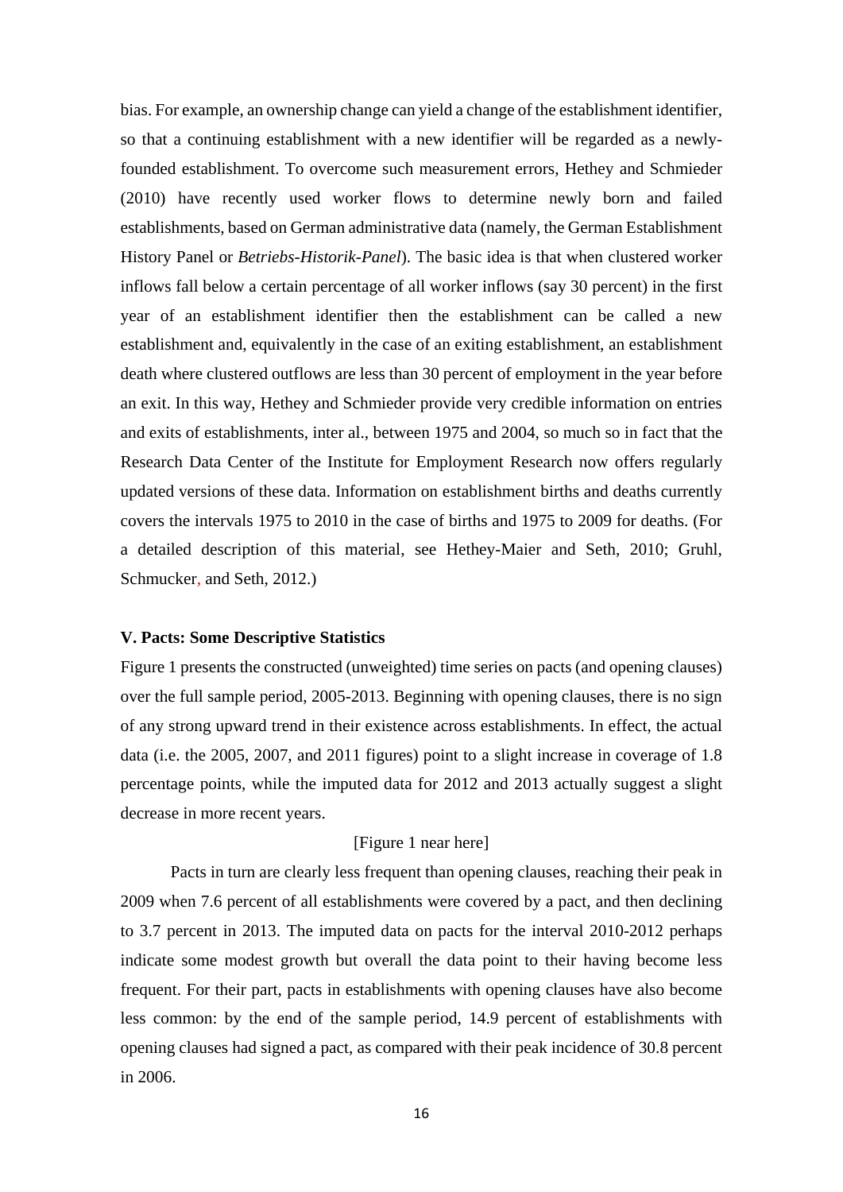bias. For example, an ownership change can yield a change of the establishment identifier, so that a continuing establishment with a new identifier will be regarded as a newly-founded establishment. To overcome such measurement errors, Hethey and Schmieder (2010) have recently used worker flows to determine newly born and failed establishments, based on German administrative data (namely, the German Establishment History Panel or *Betriebs-Historik-Panel*). The basic idea is that when clustered worker inflows fall below a certain percentage of all worker inflows (say 30 percent) in the first year of an establishment identifier then the establishment can be called a new establishment and, equivalently in the case of an exiting establishment, an establishment death where clustered outflows are less than 30 percent of employment in the year before an exit. In this way, Hethey and Schmieder provide very credible information on entries and exits of establishments, inter al., between 1975 and 2004, so much so in fact that the Research Data Center of the Institute for Employment Research now offers regularly updated versions of these data. Information on establishment births and deaths currently covers the intervals 1975 to 2010 in the case of births and 1975 to 2009 for deaths. (For a detailed description of this material, see Hethey-Maier and Seth, 2010; Gruhl, Schmucker, and Seth, 2012.)

**V. Pacts: Some Descriptive Statistics**

Figure 1 presents the constructed (unweighted) time series on pacts (and opening clauses) over the full sample period, 2005-2013. Beginning with opening clauses, there is no sign of any strong upward trend in their existence across establishments. In effect, the actual data (i.e. the 2005, 2007, and 2011 figures) point to a slight increase in coverage of 1.8 percentage points, while the imputed data for 2012 and 2013 actually suggest a slight decrease in more recent years.

[Figure 1 near here]

Pacts in turn are clearly less frequent than opening clauses, reaching their peak in 2009 when 7.6 percent of all establishments were covered by a pact, and then declining to 3.7 percent in 2013. The imputed data on pacts for the interval 2010-2012 perhaps indicate some modest growth but overall the data point to their having become less frequent. For their part, pacts in establishments with opening clauses have also become less common: by the end of the sample period, 14.9 percent of establishments with opening clauses had signed a pact, as compared with their peak incidence of 30.8 percent in 2006.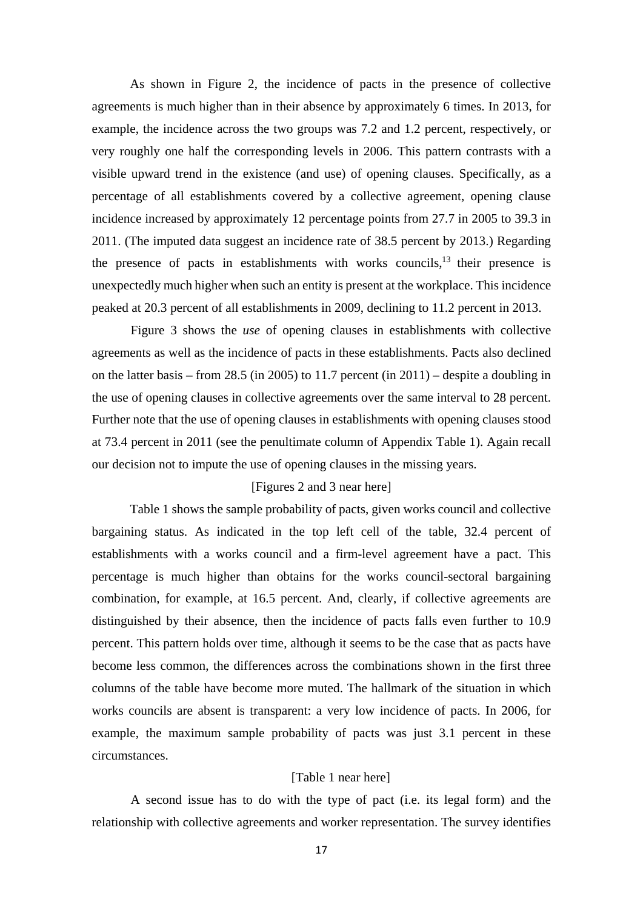As shown in Figure 2, the incidence of pacts in the presence of collective agreements is much higher than in their absence by approximately 6 times. In 2013, for example, the incidence across the two groups was 7.2 and 1.2 percent, respectively, or very roughly one half the corresponding levels in 2006. This pattern contrasts with a visible upward trend in the existence (and use) of opening clauses. Specifically, as a percentage of all establishments covered by a collective agreement, opening clause incidence increased by approximately 12 percentage points from 27.7 in 2005 to 39.3 in 2011. (The imputed data suggest an incidence rate of 38.5 percent by 2013.) Regarding the presence of pacts in establishments with works councils,[13] their presence is unexpectedly much higher when such an entity is present at the workplace. This incidence peaked at 20.3 percent of all establishments in 2009, declining to 11.2 percent in 2013.

Figure 3 shows the *use* of opening clauses in establishments with collective agreements as well as the incidence of pacts in these establishments. Pacts also declined on the latter basis – from 28.5 (in 2005) to 11.7 percent (in 2011) – despite a doubling in the use of opening clauses in collective agreements over the same interval to 28 percent. Further note that the use of opening clauses in establishments with opening clauses stood at 73.4 percent in 2011 (see the penultimate column of Appendix Table 1). Again recall our decision not to impute the use of opening clauses in the missing years.

[Figures 2 and 3 near here]

Table 1 shows the sample probability of pacts, given works council and collective bargaining status. As indicated in the top left cell of the table, 32.4 percent of establishments with a works council and a firm-level agreement have a pact. This percentage is much higher than obtains for the works council-sectoral bargaining combination, for example, at 16.5 percent. And, clearly, if collective agreements are distinguished by their absence, then the incidence of pacts falls even further to 10.9 percent. This pattern holds over time, although it seems to be the case that as pacts have become less common, the differences across the combinations shown in the first three columns of the table have become more muted. The hallmark of the situation in which works councils are absent is transparent: a very low incidence of pacts. In 2006, for example, the maximum sample probability of pacts was just 3.1 percent in these circumstances.

[Table 1 near here]

A second issue has to do with the type of pact (i.e. its legal form) and the relationship with collective agreements and worker representation. The survey identifies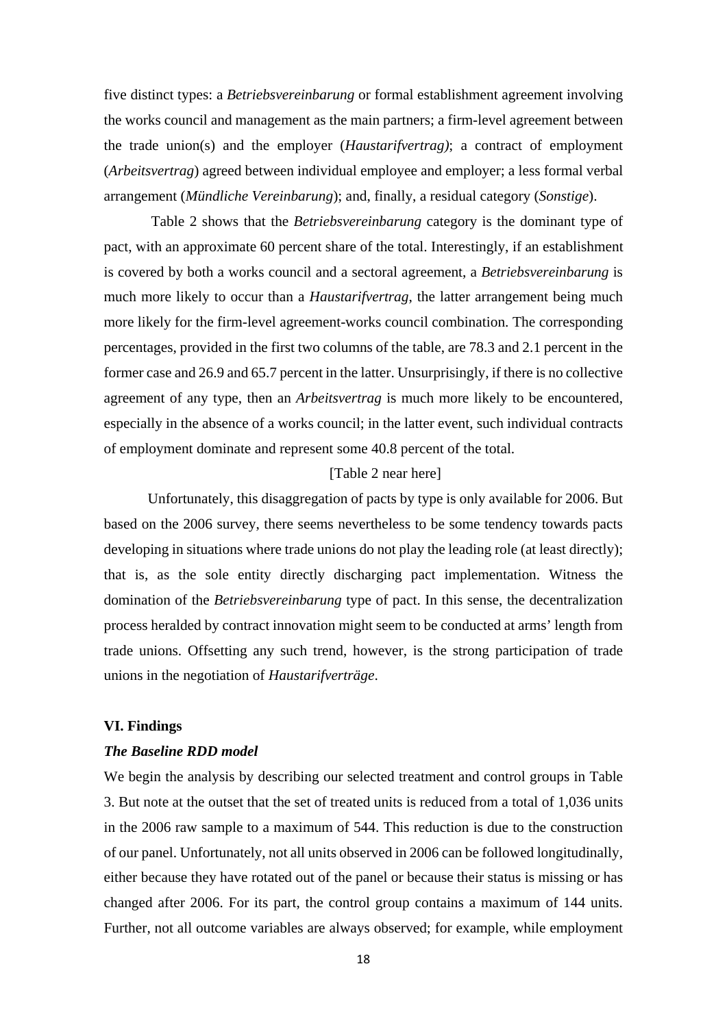five distinct types: a *Betriebsvereinbarung* or formal establishment agreement involving the works council and management as the main partners; a firm-level agreement between the trade union(s) and the employer (*Haustarifvertrag)*; a contract of employment (*Arbeitsvertrag*) agreed between individual employee and employer; a less formal verbal arrangement (*Mündliche Vereinbarung*); and, finally, a residual category (*Sonstige*).

Table 2 shows that the *Betriebsvereinbarung* category is the dominant type of pact, with an approximate 60 percent share of the total. Interestingly, if an establishment is covered by both a works council and a sectoral agreement, a *Betriebsvereinbarung* is much more likely to occur than a *Haustarifvertrag,* the latter arrangement being much more likely for the firm-level agreement-works council combination. The corresponding percentages, provided in the first two columns of the table, are 78.3 and 2.1 percent in the former case and 26.9 and 65.7 percent in the latter. Unsurprisingly, if there is no collective agreement of any type, then an *Arbeitsvertrag* is much more likely to be encountered, especially in the absence of a works council; in the latter event, such individual contracts of employment dominate and represent some 40.8 percent of the total.

[Table 2 near here]

Unfortunately, this disaggregation of pacts by type is only available for 2006. But based on the 2006 survey, there seems nevertheless to be some tendency towards pacts developing in situations where trade unions do not play the leading role (at least directly); that is, as the sole entity directly discharging pact implementation. Witness the domination of the *Betriebsvereinbarung* type of pact. In this sense, the decentralization process heralded by contract innovation might seem to be conducted at arms' length from trade unions. Offsetting any such trend, however, is the strong participation of trade unions in the negotiation of *Haustarifverträge*.

## VI. Findings

### *The Baseline RDD model*

We begin the analysis by describing our selected treatment and control groups in Table 3. But note at the outset that the set of treated units is reduced from a total of 1,036 units in the 2006 raw sample to a maximum of 544. This reduction is due to the construction of our panel. Unfortunately, not all units observed in 2006 can be followed longitudinally, either because they have rotated out of the panel or because their status is missing or has changed after 2006. For its part, the control group contains a maximum of 144 units. Further, not all outcome variables are always observed; for example, while employment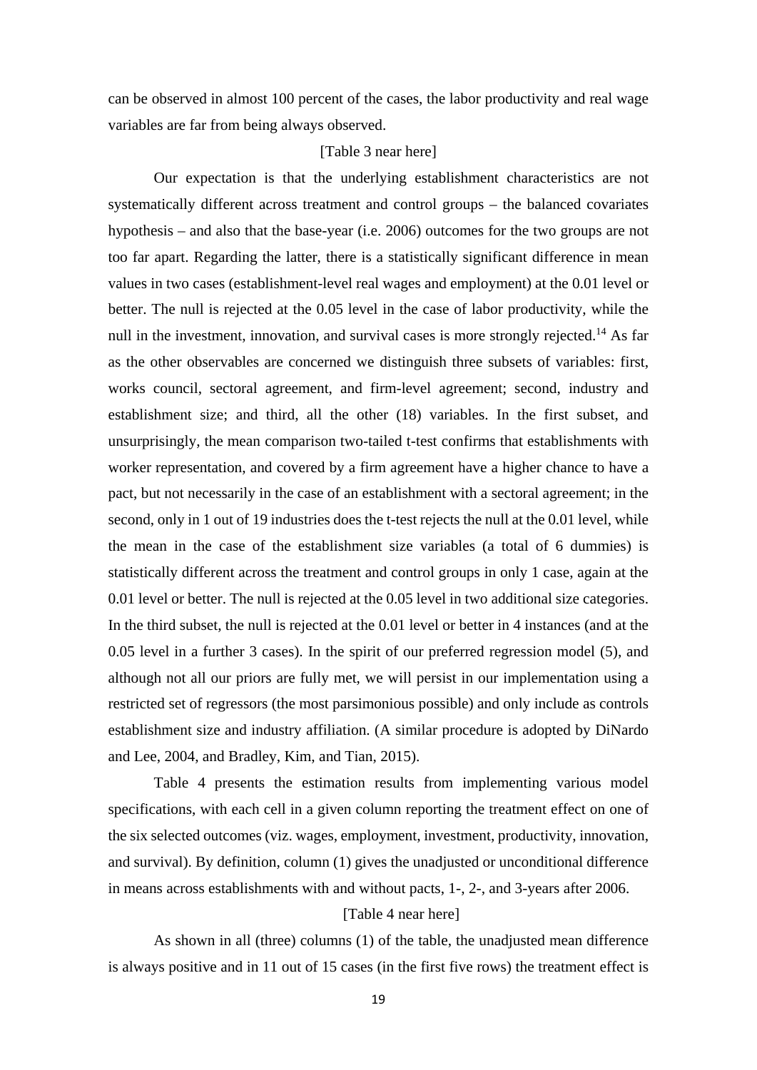can be observed in almost 100 percent of the cases, the labor productivity and real wage variables are far from being always observed.

[Table 3 near here]

Our expectation is that the underlying establishment characteristics are not systematically different across treatment and control groups – the balanced covariates hypothesis – and also that the base-year (i.e. 2006) outcomes for the two groups are not too far apart. Regarding the latter, there is a statistically significant difference in mean values in two cases (establishment-level real wages and employment) at the 0.01 level or better. The null is rejected at the 0.05 level in the case of labor productivity, while the null in the investment, innovation, and survival cases is more strongly rejected.[14] As far as the other observables are concerned we distinguish three subsets of variables: first, works council, sectoral agreement, and firm-level agreement; second, industry and establishment size; and third, all the other (18) variables. In the first subset, and unsurprisingly, the mean comparison two-tailed t-test confirms that establishments with worker representation, and covered by a firm agreement have a higher chance to have a pact, but not necessarily in the case of an establishment with a sectoral agreement; in the second, only in 1 out of 19 industries does the t-test rejects the null at the 0.01 level, while the mean in the case of the establishment size variables (a total of 6 dummies) is statistically different across the treatment and control groups in only 1 case, again at the 0.01 level or better. The null is rejected at the 0.05 level in two additional size categories. In the third subset, the null is rejected at the 0.01 level or better in 4 instances (and at the 0.05 level in a further 3 cases). In the spirit of our preferred regression model (5), and although not all our priors are fully met, we will persist in our implementation using a restricted set of regressors (the most parsimonious possible) and only include as controls establishment size and industry affiliation. (A similar procedure is adopted by DiNardo and Lee, 2004, and Bradley, Kim, and Tian, 2015).

Table 4 presents the estimation results from implementing various model specifications, with each cell in a given column reporting the treatment effect on one of the six selected outcomes (viz. wages, employment, investment, productivity, innovation, and survival). By definition, column (1) gives the unadjusted or unconditional difference in means across establishments with and without pacts, 1-, 2-, and 3-years after 2006.

[Table 4 near here]

As shown in all (three) columns (1) of the table, the unadjusted mean difference is always positive and in 11 out of 15 cases (in the first five rows) the treatment effect is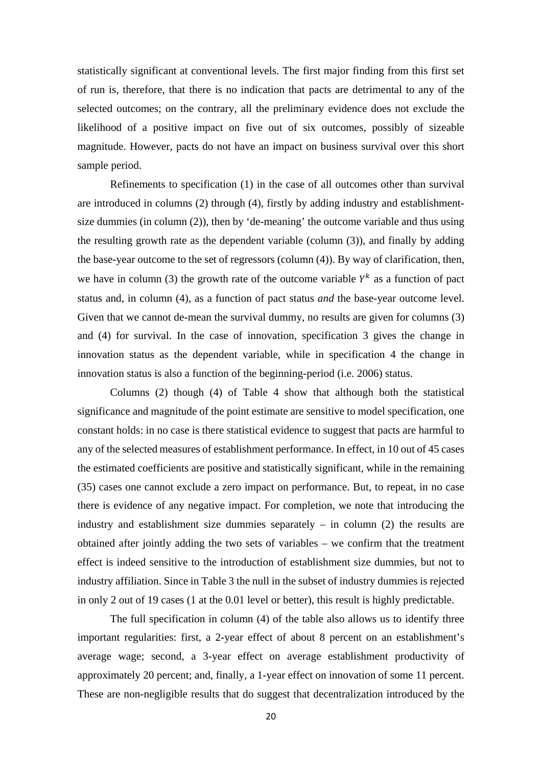statistically significant at conventional levels. The first major finding from this first set of run is, therefore, that there is no indication that pacts are detrimental to any of the selected outcomes; on the contrary, all the preliminary evidence does not exclude the likelihood of a positive impact on five out of six outcomes, possibly of sizeable magnitude. However, pacts do not have an impact on business survival over this short sample period.

Refinements to specification (1) in the case of all outcomes other than survival are introduced in columns (2) through (4), firstly by adding industry and establishment-size dummies (in column (2)), then by 'de-meaning' the outcome variable and thus using the resulting growth rate as the dependent variable (column (3)), and finally by adding the base-year outcome to the set of regressors (column (4)). By way of clarification, then, we have in column (3) the growth rate of the outcome variable $Y^k$ as a function of pact status and, in column (4), as a function of pact status *and* the base-year outcome level. Given that we cannot de-mean the survival dummy, no results are given for columns (3) and (4) for survival. In the case of innovation, specification 3 gives the change in innovation status as the dependent variable, while in specification 4 the change in innovation status is also a function of the beginning-period (i.e. 2006) status.

Columns (2) though (4) of Table 4 show that although both the statistical significance and magnitude of the point estimate are sensitive to model specification, one constant holds: in no case is there statistical evidence to suggest that pacts are harmful to any of the selected measures of establishment performance. In effect, in 10 out of 45 cases the estimated coefficients are positive and statistically significant, while in the remaining (35) cases one cannot exclude a zero impact on performance. But, to repeat, in no case there is evidence of any negative impact. For completion, we note that introducing the industry and establishment size dummies separately – in column (2) the results are obtained after jointly adding the two sets of variables – we confirm that the treatment effect is indeed sensitive to the introduction of establishment size dummies, but not to industry affiliation. Since in Table 3 the null in the subset of industry dummies is rejected in only 2 out of 19 cases (1 at the 0.01 level or better), this result is highly predictable.

The full specification in column (4) of the table also allows us to identify three important regularities: first, a 2-year effect of about 8 percent on an establishment's average wage; second, a 3-year effect on average establishment productivity of approximately 20 percent; and, finally, a 1-year effect on innovation of some 11 percent. These are non-negligible results that do suggest that decentralization introduced by the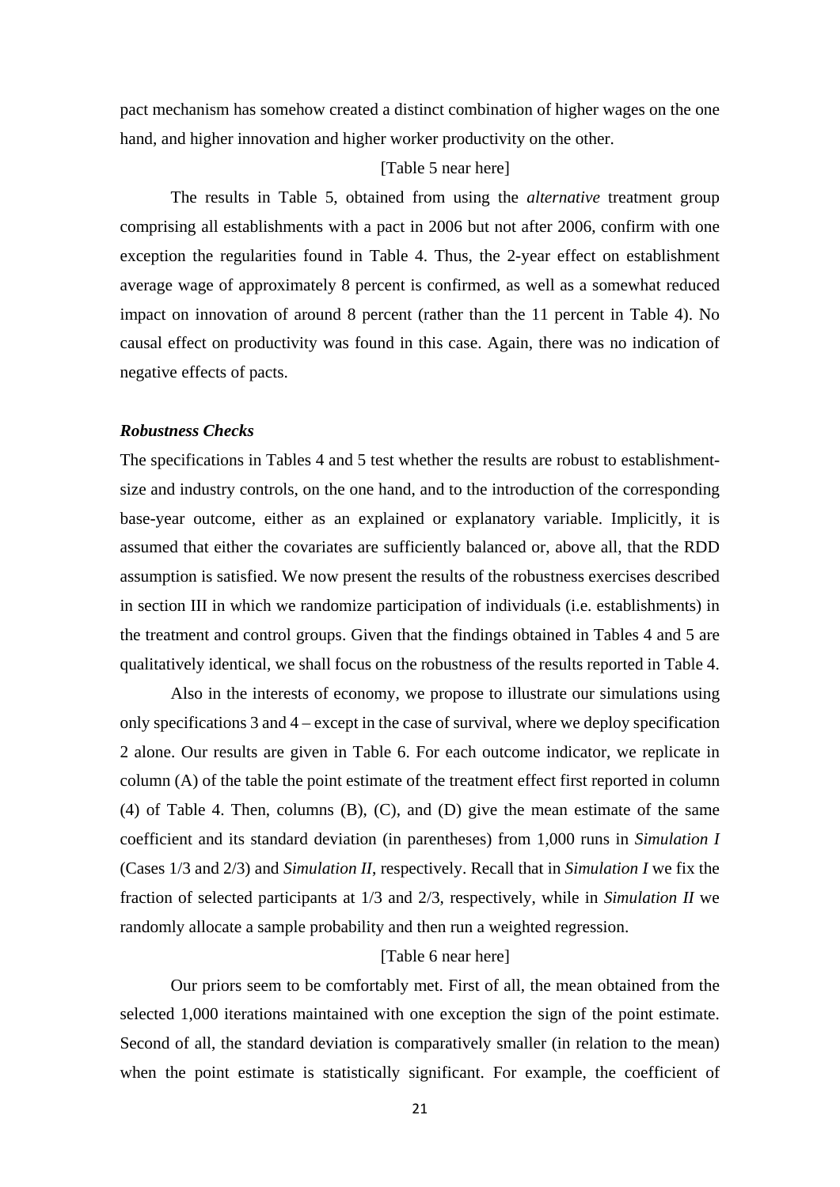pact mechanism has somehow created a distinct combination of higher wages on the one hand, and higher innovation and higher worker productivity on the other.

[Table 5 near here]

The results in Table 5, obtained from using the *alternative* treatment group comprising all establishments with a pact in 2006 but not after 2006, confirm with one exception the regularities found in Table 4. Thus, the 2-year effect on establishment average wage of approximately 8 percent is confirmed, as well as a somewhat reduced impact on innovation of around 8 percent (rather than the 11 percent in Table 4). No causal effect on productivity was found in this case. Again, there was no indication of negative effects of pacts.

***Robustness Checks***

The specifications in Tables 4 and 5 test whether the results are robust to establishment-size and industry controls, on the one hand, and to the introduction of the corresponding base-year outcome, either as an explained or explanatory variable. Implicitly, it is assumed that either the covariates are sufficiently balanced or, above all, that the RDD assumption is satisfied. We now present the results of the robustness exercises described in section III in which we randomize participation of individuals (i.e. establishments) in the treatment and control groups. Given that the findings obtained in Tables 4 and 5 are qualitatively identical, we shall focus on the robustness of the results reported in Table 4.

Also in the interests of economy, we propose to illustrate our simulations using only specifications 3 and 4 – except in the case of survival, where we deploy specification 2 alone. Our results are given in Table 6. For each outcome indicator, we replicate in column (A) of the table the point estimate of the treatment effect first reported in column (4) of Table 4. Then, columns (B), (C), and (D) give the mean estimate of the same coefficient and its standard deviation (in parentheses) from 1,000 runs in *Simulation I* (Cases 1/3 and 2/3) and *Simulation II*, respectively. Recall that in *Simulation I* we fix the fraction of selected participants at 1/3 and 2/3, respectively, while in *Simulation II* we randomly allocate a sample probability and then run a weighted regression.

[Table 6 near here]

Our priors seem to be comfortably met. First of all, the mean obtained from the selected 1,000 iterations maintained with one exception the sign of the point estimate. Second of all, the standard deviation is comparatively smaller (in relation to the mean) when the point estimate is statistically significant. For example, the coefficient of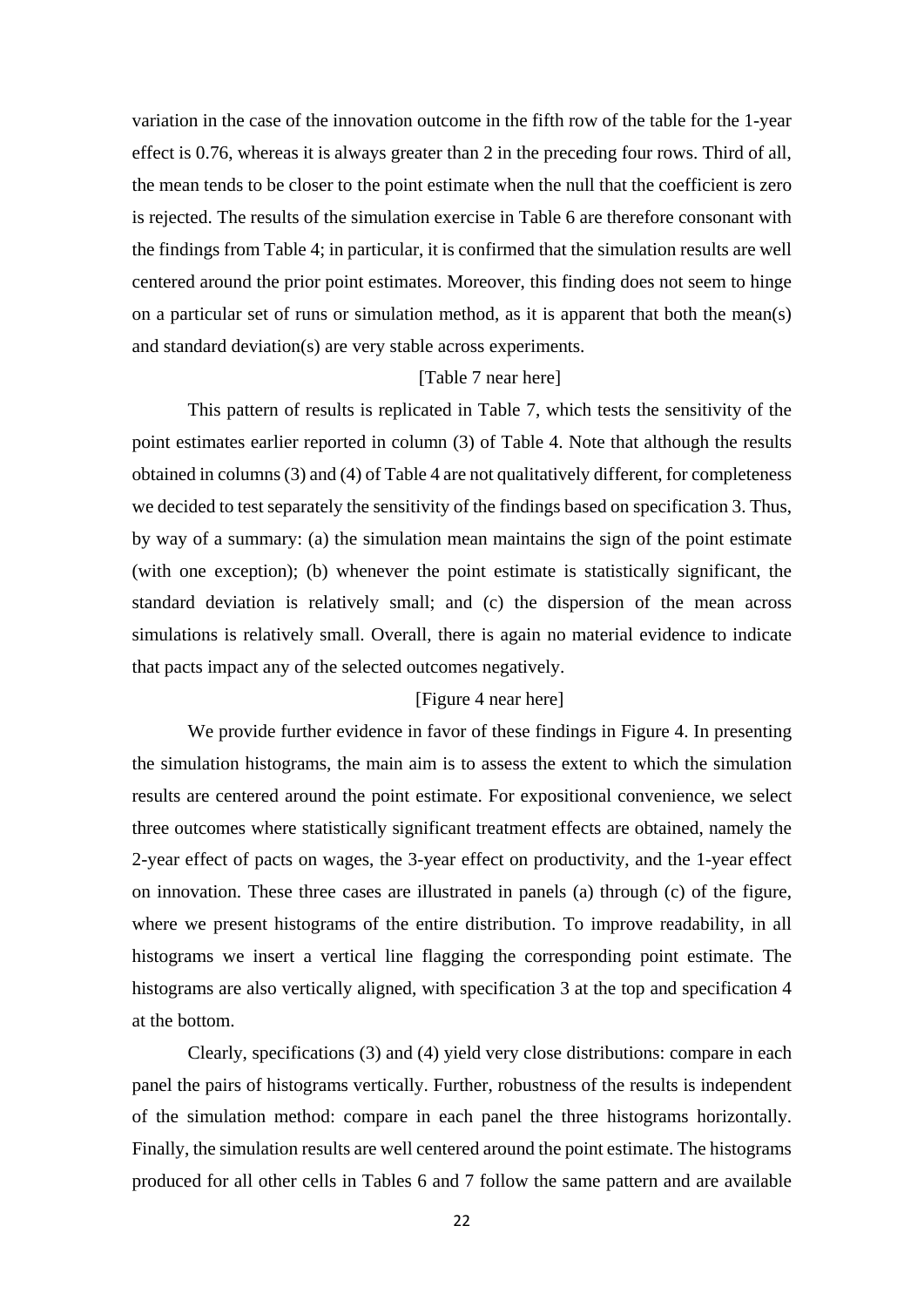variation in the case of the innovation outcome in the fifth row of the table for the 1-year effect is 0.76, whereas it is always greater than 2 in the preceding four rows. Third of all, the mean tends to be closer to the point estimate when the null that the coefficient is zero is rejected. The results of the simulation exercise in Table 6 are therefore consonant with the findings from Table 4; in particular, it is confirmed that the simulation results are well centered around the prior point estimates. Moreover, this finding does not seem to hinge on a particular set of runs or simulation method, as it is apparent that both the mean(s) and standard deviation(s) are very stable across experiments.

[Table 7 near here]

This pattern of results is replicated in Table 7, which tests the sensitivity of the point estimates earlier reported in column (3) of Table 4. Note that although the results obtained in columns (3) and (4) of Table 4 are not qualitatively different, for completeness we decided to test separately the sensitivity of the findings based on specification 3. Thus, by way of a summary: (a) the simulation mean maintains the sign of the point estimate (with one exception); (b) whenever the point estimate is statistically significant, the standard deviation is relatively small; and (c) the dispersion of the mean across simulations is relatively small. Overall, there is again no material evidence to indicate that pacts impact any of the selected outcomes negatively.

[Figure 4 near here]

We provide further evidence in favor of these findings in Figure 4. In presenting the simulation histograms, the main aim is to assess the extent to which the simulation results are centered around the point estimate. For expositional convenience, we select three outcomes where statistically significant treatment effects are obtained, namely the 2-year effect of pacts on wages, the 3-year effect on productivity, and the 1-year effect on innovation. These three cases are illustrated in panels (a) through (c) of the figure, where we present histograms of the entire distribution. To improve readability, in all histograms we insert a vertical line flagging the corresponding point estimate. The histograms are also vertically aligned, with specification 3 at the top and specification 4 at the bottom.

Clearly, specifications (3) and (4) yield very close distributions: compare in each panel the pairs of histograms vertically. Further, robustness of the results is independent of the simulation method: compare in each panel the three histograms horizontally. Finally, the simulation results are well centered around the point estimate. The histograms produced for all other cells in Tables 6 and 7 follow the same pattern and are available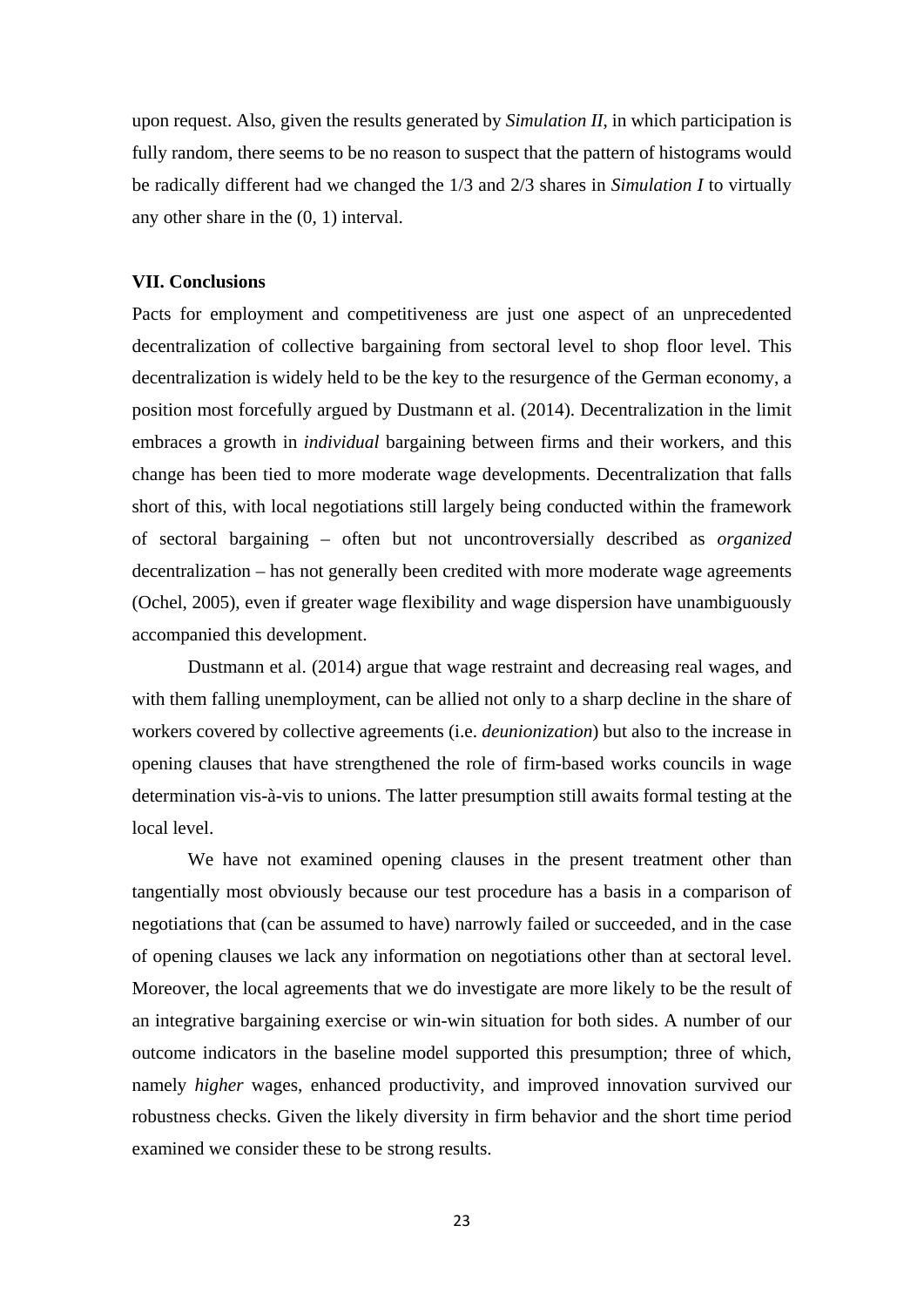upon request. Also, given the results generated by *Simulation II*, in which participation is fully random, there seems to be no reason to suspect that the pattern of histograms would be radically different had we changed the 1/3 and 2/3 shares in *Simulation I* to virtually any other share in the (0, 1) interval.

### VII. Conclusions

Pacts for employment and competitiveness are just one aspect of an unprecedented decentralization of collective bargaining from sectoral level to shop floor level. This decentralization is widely held to be the key to the resurgence of the German economy, a position most forcefully argued by Dustmann et al. (2014). Decentralization in the limit embraces a growth in *individual* bargaining between firms and their workers, and this change has been tied to more moderate wage developments. Decentralization that falls short of this, with local negotiations still largely being conducted within the framework of sectoral bargaining – often but not uncontroversially described as *organized* decentralization – has not generally been credited with more moderate wage agreements (Ochel, 2005), even if greater wage flexibility and wage dispersion have unambiguously accompanied this development.

Dustmann et al. (2014) argue that wage restraint and decreasing real wages, and with them falling unemployment, can be allied not only to a sharp decline in the share of workers covered by collective agreements (i.e. *deunionization*) but also to the increase in opening clauses that have strengthened the role of firm-based works councils in wage determination vis-à-vis to unions. The latter presumption still awaits formal testing at the local level.

We have not examined opening clauses in the present treatment other than tangentially most obviously because our test procedure has a basis in a comparison of negotiations that (can be assumed to have) narrowly failed or succeeded, and in the case of opening clauses we lack any information on negotiations other than at sectoral level. Moreover, the local agreements that we do investigate are more likely to be the result of an integrative bargaining exercise or win-win situation for both sides. A number of our outcome indicators in the baseline model supported this presumption; three of which, namely *higher* wages, enhanced productivity, and improved innovation survived our robustness checks. Given the likely diversity in firm behavior and the short time period examined we consider these to be strong results.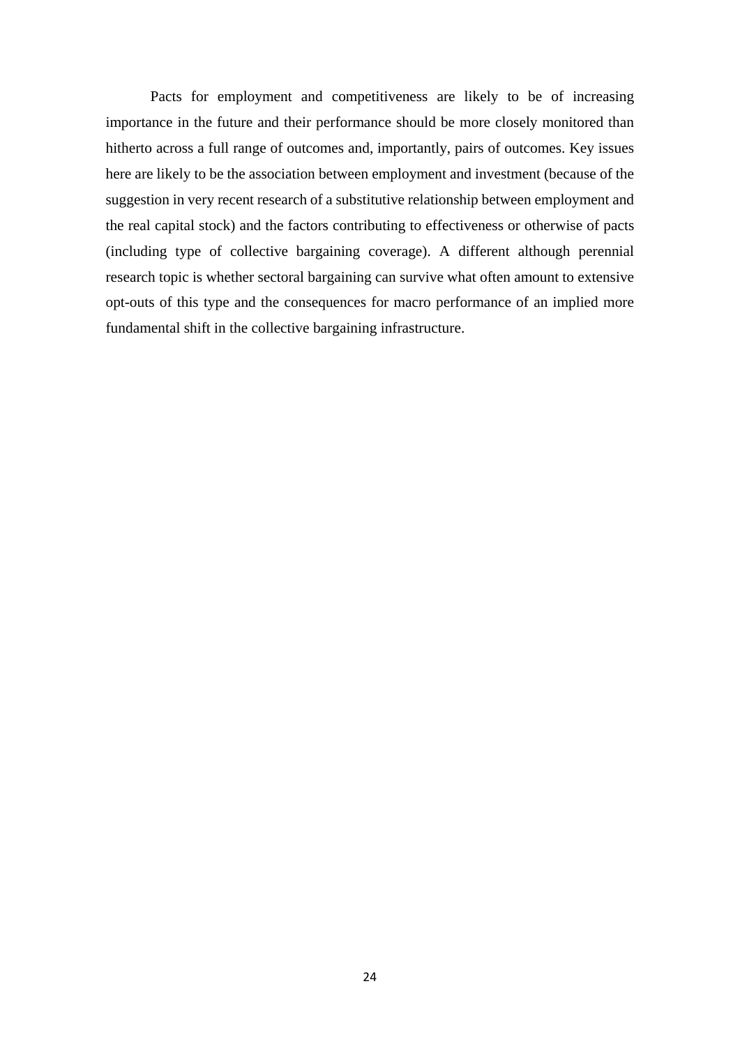Pacts for employment and competitiveness are likely to be of increasing importance in the future and their performance should be more closely monitored than hitherto across a full range of outcomes and, importantly, pairs of outcomes. Key issues here are likely to be the association between employment and investment (because of the suggestion in very recent research of a substitutive relationship between employment and the real capital stock) and the factors contributing to effectiveness or otherwise of pacts (including type of collective bargaining coverage). A different although perennial research topic is whether sectoral bargaining can survive what often amount to extensive opt-outs of this type and the consequences for macro performance of an implied more fundamental shift in the collective bargaining infrastructure.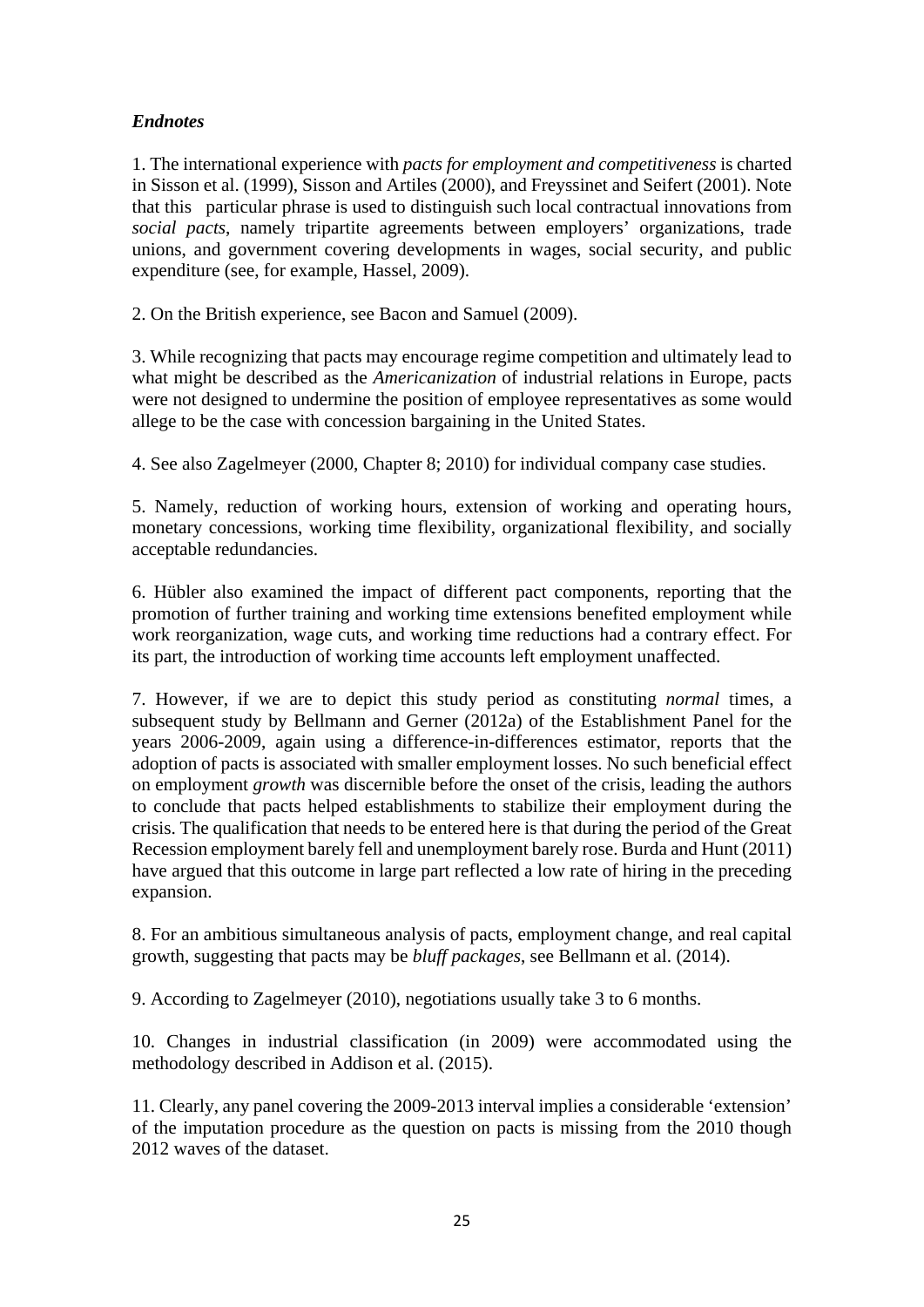***Endnotes***

1. The international experience with *pacts for employment and competitiveness* is charted in Sisson et al. (1999), Sisson and Artiles (2000), and Freyssinet and Seifert (2001). Note that this particular phrase is used to distinguish such local contractual innovations from *social pacts*, namely tripartite agreements between employers' organizations, trade unions, and government covering developments in wages, social security, and public expenditure (see, for example, Hassel, 2009).

2. On the British experience, see Bacon and Samuel (2009).

3. While recognizing that pacts may encourage regime competition and ultimately lead to what might be described as the *Americanization* of industrial relations in Europe, pacts were not designed to undermine the position of employee representatives as some would allege to be the case with concession bargaining in the United States.

4. See also Zagelmeyer (2000, Chapter 8; 2010) for individual company case studies.

5. Namely, reduction of working hours, extension of working and operating hours, monetary concessions, working time flexibility, organizational flexibility, and socially acceptable redundancies.

6. Hübler also examined the impact of different pact components, reporting that the promotion of further training and working time extensions benefited employment while work reorganization, wage cuts, and working time reductions had a contrary effect. For its part, the introduction of working time accounts left employment unaffected.

7. However, if we are to depict this study period as constituting *normal* times, a subsequent study by Bellmann and Gerner (2012a) of the Establishment Panel for the years 2006-2009, again using a difference-in-differences estimator, reports that the adoption of pacts is associated with smaller employment losses. No such beneficial effect on employment *growth* was discernible before the onset of the crisis, leading the authors to conclude that pacts helped establishments to stabilize their employment during the crisis. The qualification that needs to be entered here is that during the period of the Great Recession employment barely fell and unemployment barely rose. Burda and Hunt (2011) have argued that this outcome in large part reflected a low rate of hiring in the preceding expansion.

8. For an ambitious simultaneous analysis of pacts, employment change, and real capital growth, suggesting that pacts may be *bluff packages*, see Bellmann et al. (2014).

9. According to Zagelmeyer (2010), negotiations usually take 3 to 6 months.

10. Changes in industrial classification (in 2009) were accommodated using the methodology described in Addison et al. (2015).

11. Clearly, any panel covering the 2009-2013 interval implies a considerable 'extension' of the imputation procedure as the question on pacts is missing from the 2010 though 2012 waves of the dataset.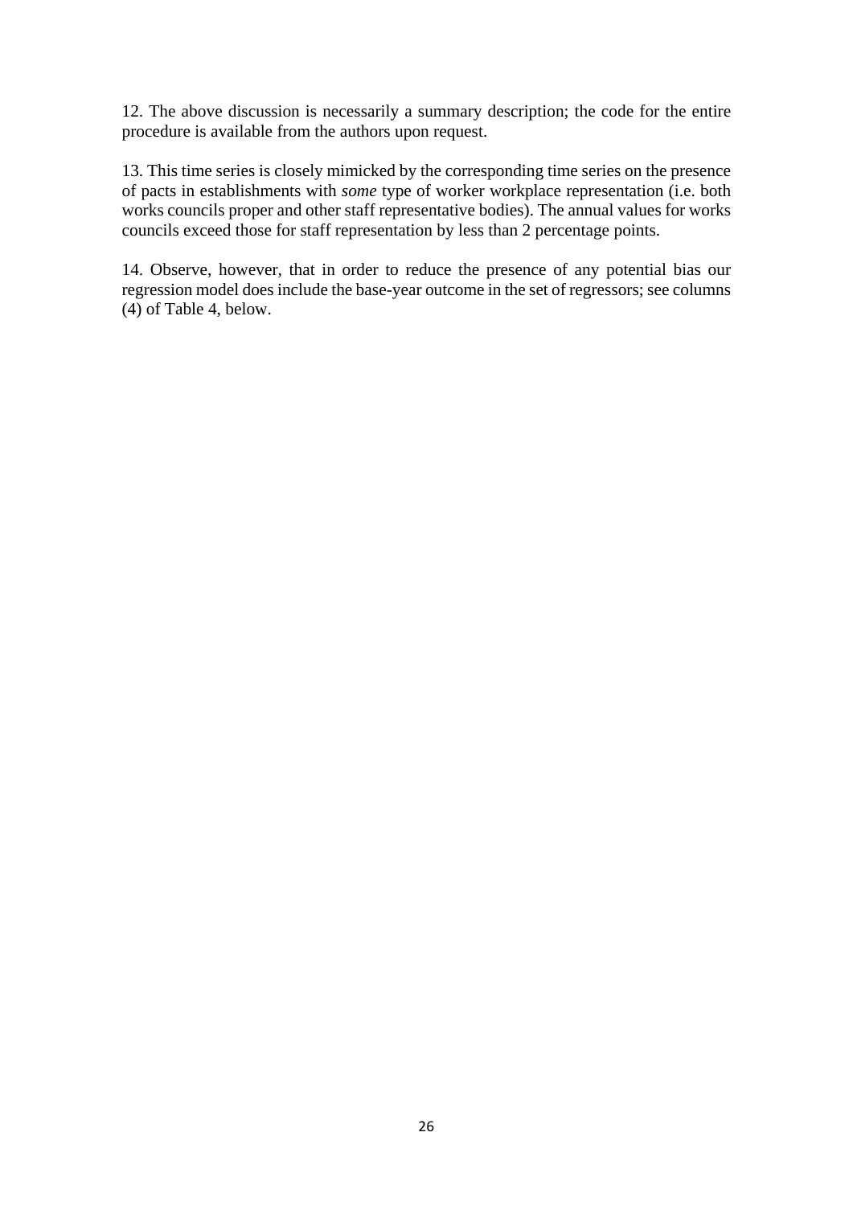12. The above discussion is necessarily a summary description; the code for the entire procedure is available from the authors upon request.

13. This time series is closely mimicked by the corresponding time series on the presence of pacts in establishments with *some* type of worker workplace representation (i.e. both works councils proper and other staff representative bodies). The annual values for works councils exceed those for staff representation by less than 2 percentage points.

14. Observe, however, that in order to reduce the presence of any potential bias our regression model does include the base-year outcome in the set of regressors; see columns (4) of Table 4, below.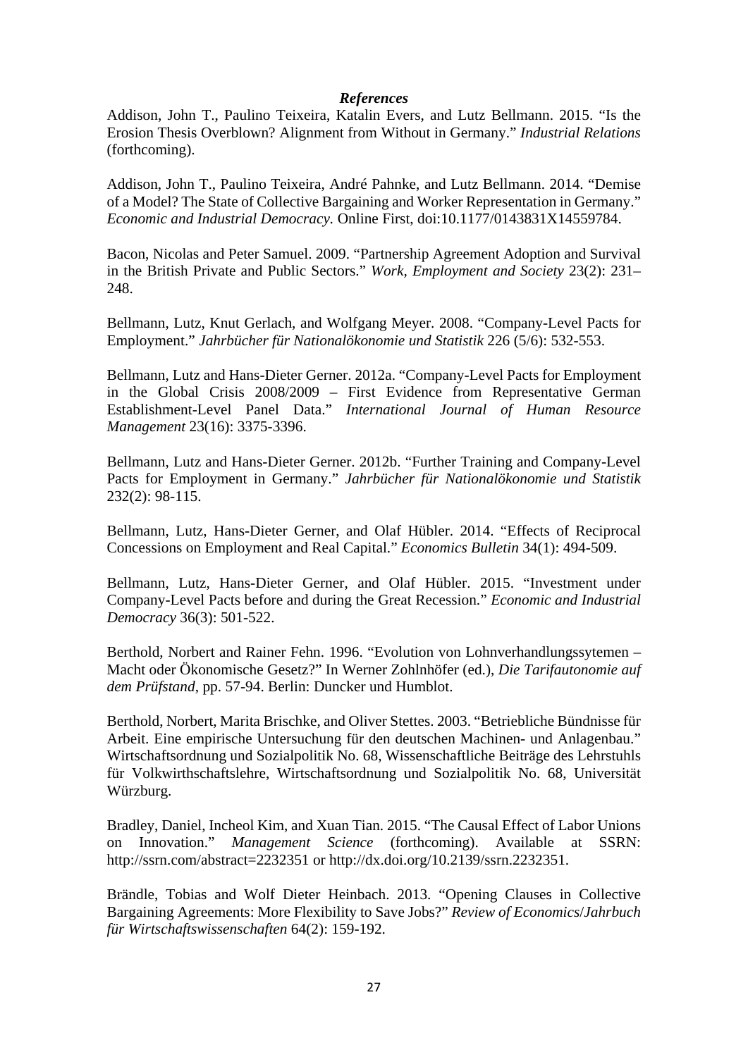### *References*

Addison, John T., Paulino Teixeira, Katalin Evers, and Lutz Bellmann. 2015. "Is the Erosion Thesis Overblown? Alignment from Without in Germany." *Industrial Relations* (forthcoming).

Addison, John T., Paulino Teixeira, André Pahnke, and Lutz Bellmann. 2014. "Demise of a Model? The State of Collective Bargaining and Worker Representation in Germany." *Economic and Industrial Democracy.* Online First, doi:10.1177/0143831X14559784.

Bacon, Nicolas and Peter Samuel. 2009. "Partnership Agreement Adoption and Survival in the British Private and Public Sectors." *Work, Employment and Society* 23(2): 231–248.

Bellmann, Lutz, Knut Gerlach, and Wolfgang Meyer. 2008. "Company-Level Pacts for Employment." *Jahrbücher für Nationalökonomie und Statistik* 226 (5/6): 532-553.

Bellmann, Lutz and Hans-Dieter Gerner. 2012a. "Company-Level Pacts for Employment in the Global Crisis 2008/2009 – First Evidence from Representative German Establishment-Level Panel Data." *International Journal of Human Resource Management* 23(16): 3375-3396.

Bellmann, Lutz and Hans-Dieter Gerner. 2012b. "Further Training and Company-Level Pacts for Employment in Germany." *Jahrbücher für Nationalökonomie und Statistik* 232(2): 98-115.

Bellmann, Lutz, Hans-Dieter Gerner, and Olaf Hübler. 2014. "Effects of Reciprocal Concessions on Employment and Real Capital." *Economics Bulletin* 34(1): 494-509.

Bellmann, Lutz, Hans-Dieter Gerner, and Olaf Hübler. 2015. "Investment under Company-Level Pacts before and during the Great Recession." *Economic and Industrial Democracy* 36(3): 501-522.

Berthold, Norbert and Rainer Fehn. 1996. "Evolution von Lohnverhandlungssytemen – Macht oder Ökonomische Gesetz?" In Werner Zohlnhöfer (ed.), *Die Tarifautonomie auf dem Prüfstand*, pp. 57-94. Berlin: Duncker und Humblot.

Berthold, Norbert, Marita Brischke, and Oliver Stettes. 2003. "Betriebliche Bündnisse für Arbeit. Eine empirische Untersuchung für den deutschen Machinen- und Anlagenbau." Wirtschaftsordnung und Sozialpolitik No. 68, Wissenschaftliche Beiträge des Lehrstuhls für Volkwirthschaftslehre, Wirtschaftsordnung und Sozialpolitik No. 68, Universität Würzburg.

Bradley, Daniel, Incheol Kim, and Xuan Tian. 2015. "The Causal Effect of Labor Unions on Innovation." *Management Science* (forthcoming). Available at SSRN: http://ssrn.com/abstract=2232351 or http://dx.doi.org/10.2139/ssrn.2232351.

Brändle, Tobias and Wolf Dieter Heinbach. 2013. "Opening Clauses in Collective Bargaining Agreements: More Flexibility to Save Jobs?" *Review of Economics*/*Jahrbuch für Wirtschaftswissenschaften* 64(2): 159-192.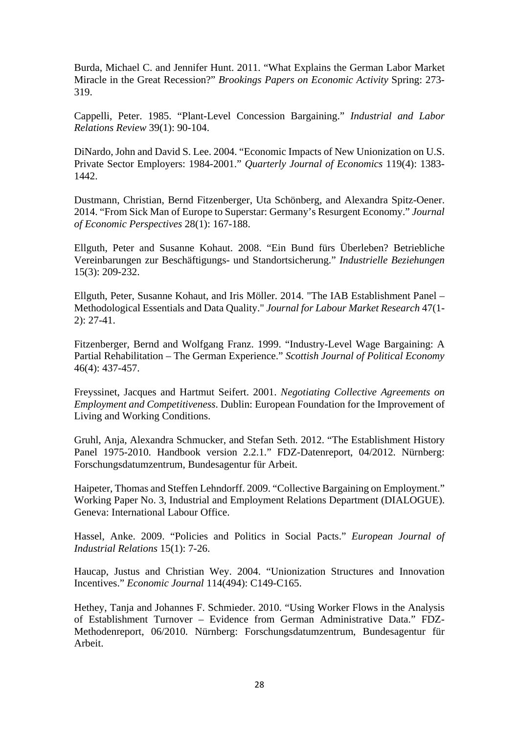Burda, Michael C. and Jennifer Hunt. 2011. “What Explains the German Labor Market Miracle in the Great Recession?” *Brookings Papers on Economic Activity* Spring: 273-319.

Cappelli, Peter. 1985. “Plant-Level Concession Bargaining.” *Industrial and Labor Relations Review* 39(1): 90-104.

DiNardo, John and David S. Lee. 2004. “Economic Impacts of New Unionization on U.S. Private Sector Employers: 1984-2001.” *Quarterly Journal of Economics* 119(4): 1383-1442.

Dustmann, Christian, Bernd Fitzenberger, Uta Schönberg, and Alexandra Spitz-Oener. 2014. “From Sick Man of Europe to Superstar: Germany’s Resurgent Economy.” *Journal of Economic Perspectives* 28(1): 167-188.

Ellguth, Peter and Susanne Kohaut. 2008. “Ein Bund fürs Überleben? Betriebliche Vereinbarungen zur Beschäftigungs- und Standortsicherung.” *Industrielle Beziehungen* 15(3): 209-232.

Ellguth, Peter, Susanne Kohaut, and Iris Möller. 2014. "The IAB Establishment Panel – Methodological Essentials and Data Quality." *Journal for Labour Market Research* 47(1-2): 27-41.

Fitzenberger, Bernd and Wolfgang Franz. 1999. “Industry-Level Wage Bargaining: A Partial Rehabilitation – The German Experience.” *Scottish Journal of Political Economy* 46(4): 437-457.

Freyssinet, Jacques and Hartmut Seifert. 2001. *Negotiating Collective Agreements on Employment and Competitiveness*. Dublin: European Foundation for the Improvement of Living and Working Conditions.

Gruhl, Anja, Alexandra Schmucker, and Stefan Seth. 2012. “The Establishment History Panel 1975-2010. Handbook version 2.2.1.” FDZ-Datenreport, 04/2012. Nürnberg: Forschungsdatumzentrum, Bundesagentur für Arbeit.

Haipeter, Thomas and Steffen Lehndorff. 2009. “Collective Bargaining on Employment.” Working Paper No. 3, Industrial and Employment Relations Department (DIALOGUE). Geneva: International Labour Office.

Hassel, Anke. 2009. “Policies and Politics in Social Pacts.” *European Journal of Industrial Relations* 15(1): 7-26.

Haucap, Justus and Christian Wey. 2004. “Unionization Structures and Innovation Incentives.” *Economic Journal* 114(494): C149-C165.

Hethey, Tanja and Johannes F. Schmieder. 2010. “Using Worker Flows in the Analysis of Establishment Turnover – Evidence from German Administrative Data.” FDZ-Methodenreport, 06/2010. Nürnberg: Forschungsdatumzentrum, Bundesagentur für Arbeit.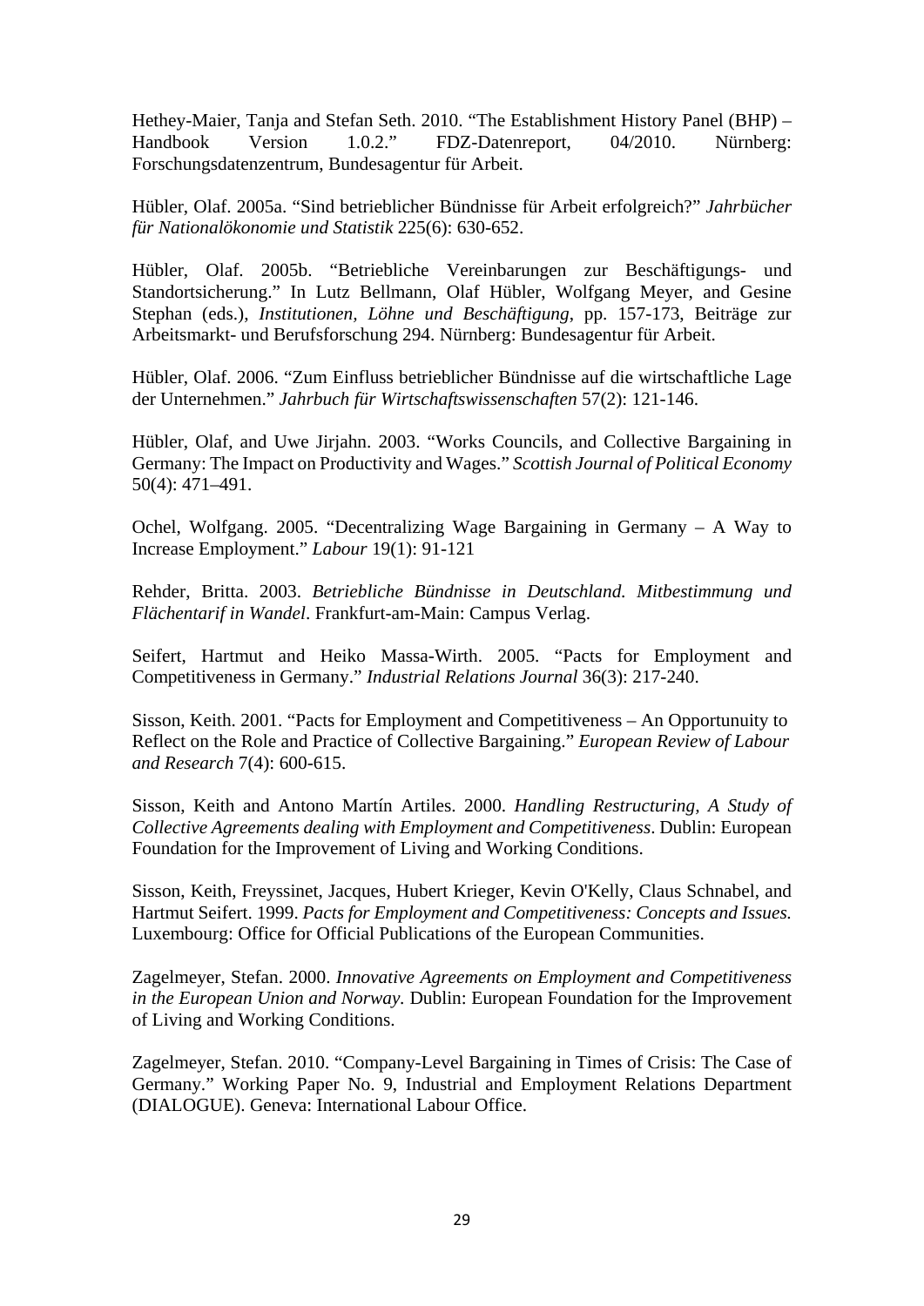Hethey-Maier, Tanja and Stefan Seth. 2010. "The Establishment History Panel (BHP) – Handbook Version 1.0.2." FDZ-Datenreport, 04/2010. Nürnberg: Forschungsdatenzentrum, Bundesagentur für Arbeit.

Hübler, Olaf. 2005a. "Sind betrieblicher Bündnisse für Arbeit erfolgreich?" *Jahrbücher für Nationalökonomie und Statistik* 225(6): 630-652.

Hübler, Olaf. 2005b. "Betriebliche Vereinbarungen zur Beschäftigungs- und Standortsicherung." In Lutz Bellmann, Olaf Hübler, Wolfgang Meyer, and Gesine Stephan (eds.), *Institutionen, Löhne und Beschäftigung*, pp. 157-173, Beiträge zur Arbeitsmarkt- und Berufsforschung 294. Nürnberg: Bundesagentur für Arbeit.

Hübler, Olaf. 2006. "Zum Einfluss betrieblicher Bündnisse auf die wirtschaftliche Lage der Unternehmen." *Jahrbuch für Wirtschaftswissenschaften* 57(2): 121-146.

Hübler, Olaf, and Uwe Jirjahn. 2003. "Works Councils, and Collective Bargaining in Germany: The Impact on Productivity and Wages." *Scottish Journal of Political Economy* 50(4): 471–491.

Ochel, Wolfgang. 2005. "Decentralizing Wage Bargaining in Germany – A Way to Increase Employment." *Labour* 19(1): 91-121

Rehder, Britta. 2003. *Betriebliche Bündnisse in Deutschland. Mitbestimmung und Flächentarif in Wandel*. Frankfurt-am-Main: Campus Verlag.

Seifert, Hartmut and Heiko Massa-Wirth. 2005. "Pacts for Employment and Competitiveness in Germany." *Industrial Relations Journal* 36(3): 217-240.

Sisson, Keith. 2001. "Pacts for Employment and Competitiveness – An Opportunuity to Reflect on the Role and Practice of Collective Bargaining." *European Review of Labour and Research* 7(4): 600-615.

Sisson, Keith and Antono Martín Artiles. 2000. *Handling Restructuring, A Study of Collective Agreements dealing with Employment and Competitiveness*. Dublin: European Foundation for the Improvement of Living and Working Conditions.

Sisson, Keith, Freyssinet, Jacques, Hubert Krieger, Kevin O'Kelly, Claus Schnabel, and Hartmut Seifert. 1999. *Pacts for Employment and Competitiveness: Concepts and Issues.* Luxembourg: Office for Official Publications of the European Communities.

Zagelmeyer, Stefan. 2000. *Innovative Agreements on Employment and Competitiveness in the European Union and Norway.* Dublin: European Foundation for the Improvement of Living and Working Conditions.

Zagelmeyer, Stefan. 2010. "Company-Level Bargaining in Times of Crisis: The Case of Germany." Working Paper No. 9, Industrial and Employment Relations Department (DIALOGUE). Geneva: International Labour Office.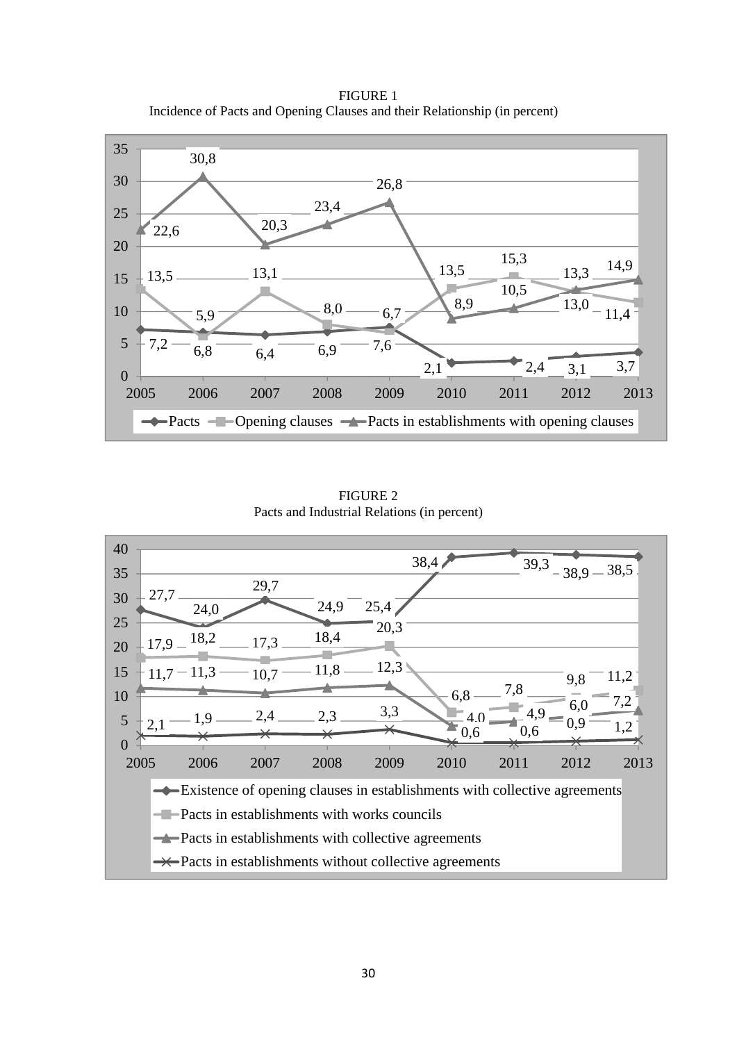FIGURE 1
Incidence of Pacts and Opening Clauses and their Relationship (in percent)

| Year | Pacts | Opening clauses | Pacts in establishments with opening clauses |
|---|---|---|---|
| 2005 | 7,2 | 13,5 | 22,6 |
| 2006 | 6,8 | 5,9 | 30,8 |
| 2007 | 6,4 | 13,1 | 20,3 |
| 2008 | 6,9 | 8,0 | 23,4 |
| 2009 | 7,6 | 6,7 | 26,8 |
| 2010 | 2,1 | 13,5 | 8,9 |
| 2011 | 2,4 | 15,3 | 10,5 |
| 2012 | 3,1 | 13,0 | 13,3 |
| 2013 | 3,7 | 11,4 | 14,9 |

FIGURE 2
Pacts and Industrial Relations (in percent)

| Year | Existence of opening clauses in establishments with collective agreements | Pacts in establishments with works councils | Pacts in establishments with collective agreements | Pacts in establishments without collective agreements |
|---|---|---|---|---|
| 2005 | 27,7 | 17,9 | 11,7 | 2,1 |
| 2006 | 24,0 | 18,2 | 11,3 | 1,9 |
| 2007 | 29,7 | 17,3 | 10,7 | 2,4 |
| 2008 | 24,9 | 18,4 | 11,8 | 2,3 |
| 2009 | 25,4 | 20,3 | 12,3 | 3,3 |
| 2010 | 38,4 | 6,8 | 4,0 | 0,6 |
| 2011 | 39,3 | 7,8 | 4,9 | 0,6 |
| 2012 | 38,9 | 9,8 | 6,0 | 0,9 |
| 2013 | 38,5 | 11,2 | 7,2 | 1,2 |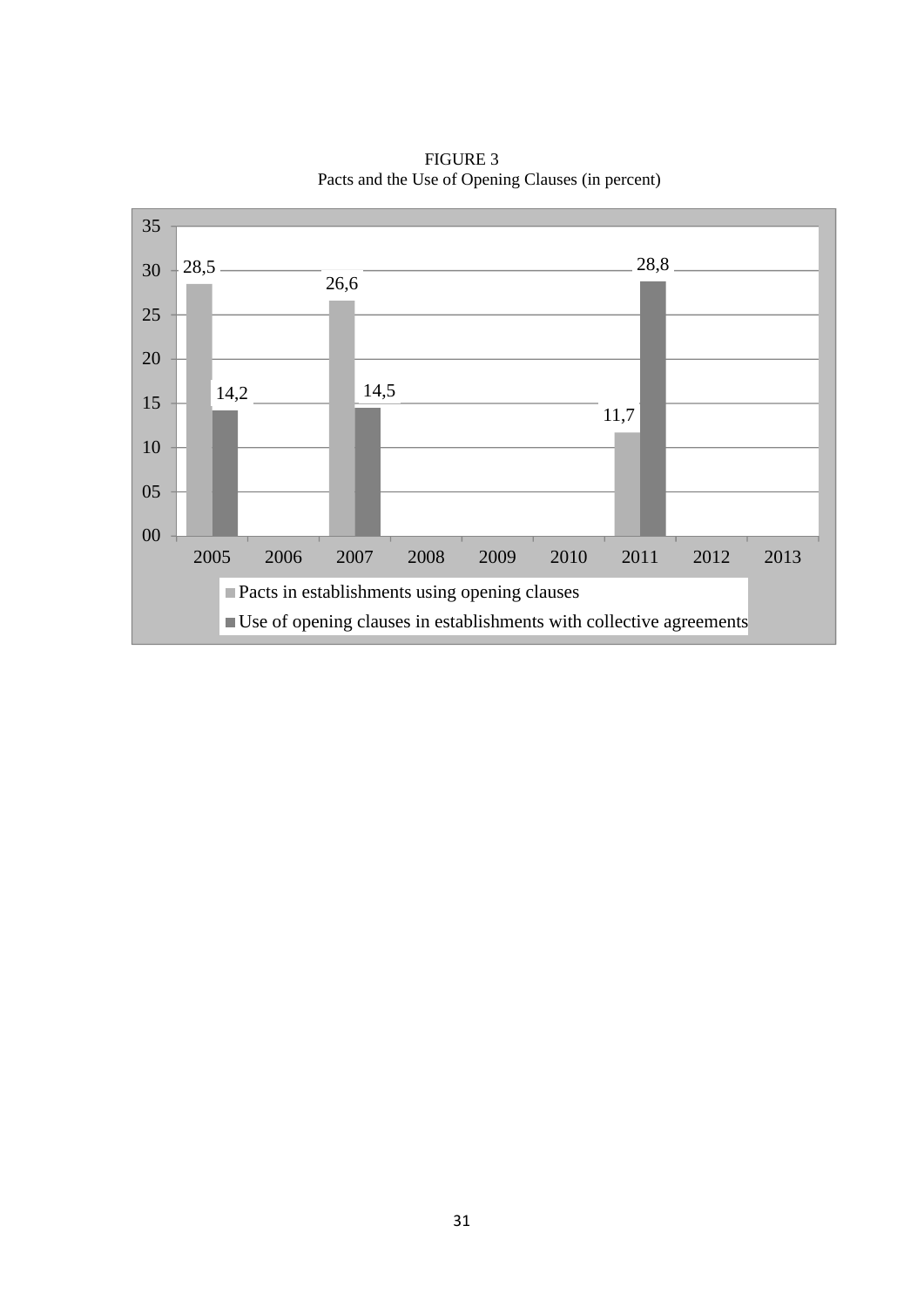FIGURE 3
Pacts and the Use of Opening Clauses (in percent)

| Year | Pacts in establishments using opening clauses | Use of opening clauses in establishments with collective agreements |
|---|---|---|
| 2005 | 28,5 | 14,2 |
| 2006 | | |
| 2007 | 26,6 | 14,5 |
| 2008 | | |
| 2009 | | |
| 2010 | | |
| 2011 | 11,7 | 28,8 |
| 2012 | | |
| 2013 | | |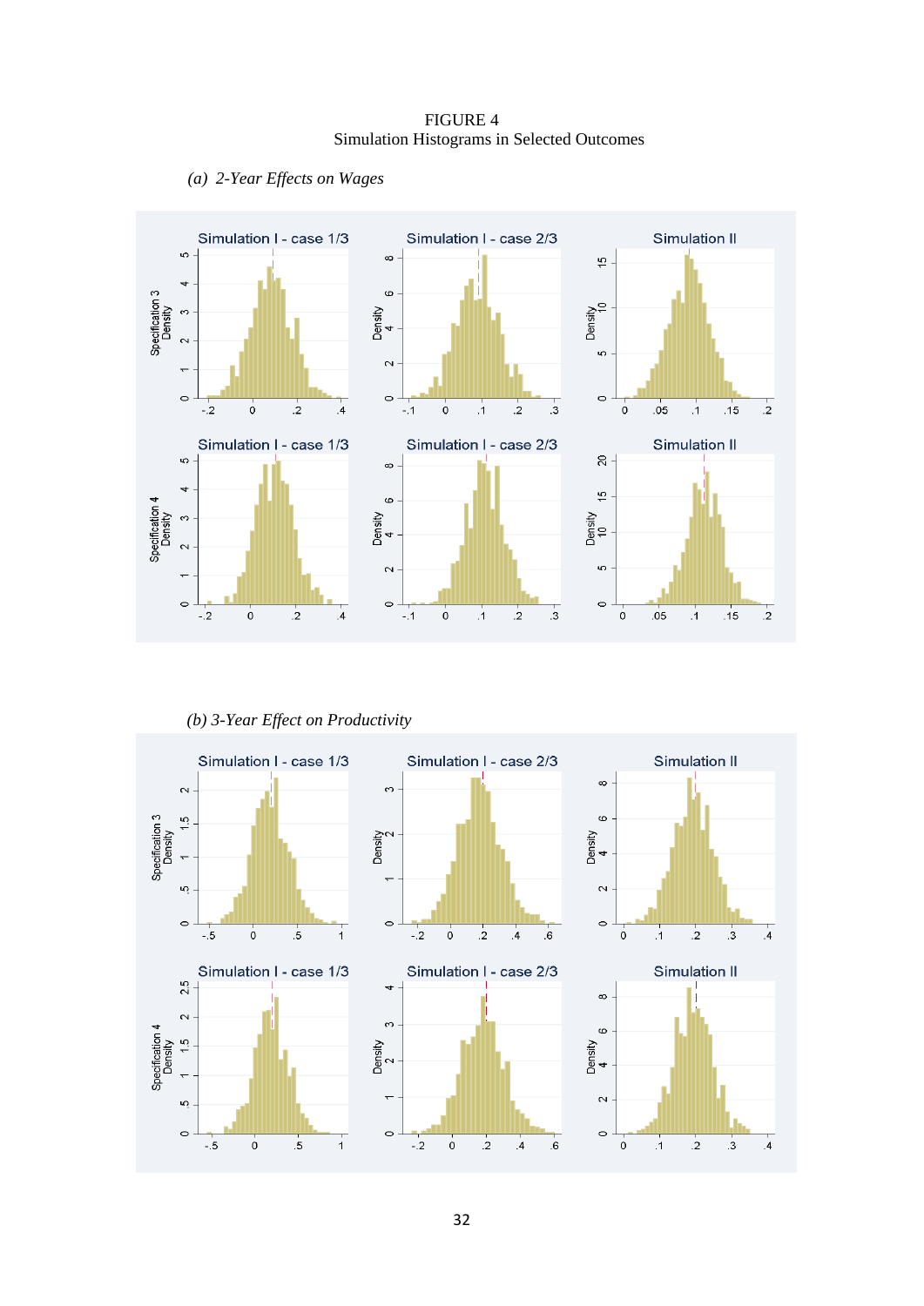FIGURE 4
Simulation Histograms in Selected Outcomes

*(a) 2-Year Effects on Wages*

*(b) 3-Year Effect on Productivity*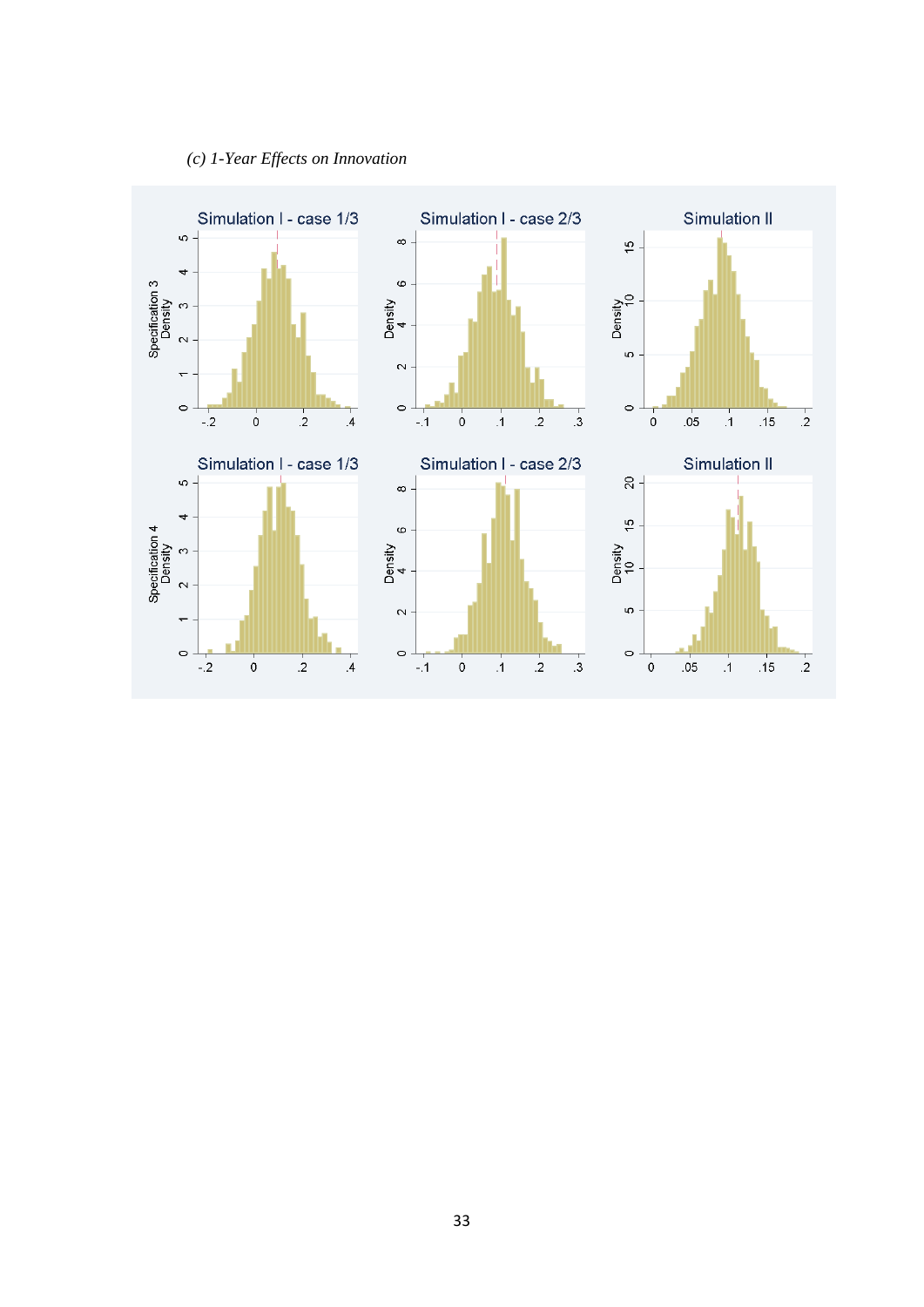*(c) 1-Year Effects on Innovation*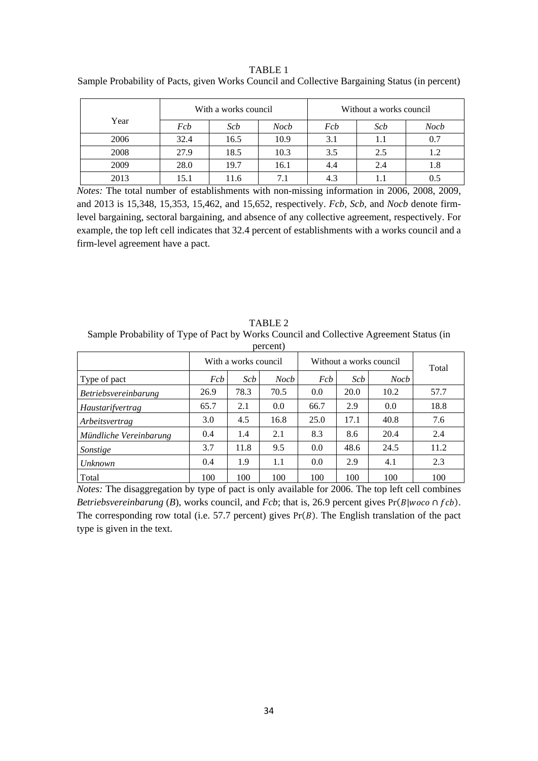TABLE 1
Sample Probability of Pacts, given Works Council and Collective Bargaining Status (in percent)

| Year | With a works council | | | Without a works council | | |
|---|---|---|---|---|---|---|
| | *Fcb* | *Scb* | *Nocb* | *Fcb* | *Scb* | *Nocb* |
| 2006 | 32.4 | 16.5 | 10.9 | 3.1 | 1.1 | 0.7 |
| 2008 | 27.9 | 18.5 | 10.3 | 3.5 | 2.5 | 1.2 |
| 2009 | 28.0 | 19.7 | 16.1 | 4.4 | 2.4 | 1.8 |
| 2013 | 15.1 | 11.6 | 7.1 | 4.3 | 1.1 | 0.5 |

*Notes:* The total number of establishments with non-missing information in 2006, 2008, 2009, and 2013 is 15,348, 15,353, 15,462, and 15,652, respectively. *Fcb*, *Scb*, and *Nocb* denote firm-level bargaining, sectoral bargaining, and absence of any collective agreement, respectively. For example, the top left cell indicates that 32.4 percent of establishments with a works council and a firm-level agreement have a pact.

TABLE 2
Sample Probability of Type of Pact by Works Council and Collective Agreement Status (in percent)

| | With a works council | | | Without a works council | | | Total |
|---|---|---|---|---|---|---|---|
| Type of pact | *Fcb* | *Scb* | *Nocb* | *Fcb* | *Scb* | *Nocb* | |
| *Betriebsvereinbarung* | 26.9 | 78.3 | 70.5 | 0.0 | 20.0 | 10.2 | 57.7 |
| *Haustarifvertrag* | 65.7 | 2.1 | 0.0 | 66.7 | 2.9 | 0.0 | 18.8 |
| *Arbeitsvertrag* | 3.0 | 4.5 | 16.8 | 25.0 | 17.1 | 40.8 | 7.6 |
| *Mündliche Vereinbarung* | 0.4 | 1.4 | 2.1 | 8.3 | 8.6 | 20.4 | 2.4 |
| *Sonstige* | 3.7 | 11.8 | 9.5 | 0.0 | 48.6 | 24.5 | 11.2 |
| *Unknown* | 0.4 | 1.9 | 1.1 | 0.0 | 2.9 | 4.1 | 2.3 |
| Total | 100 | 100 | 100 | 100 | 100 | 100 | 100 |

*Notes:* The disaggregation by type of pact is only available for 2006. The top left cell combines *Betriebsvereinbarung* (*B*), works council, and *Fcb*; that is, 26.9 percent gives $\Pr(B|woco \cap fcb)$. The corresponding row total (i.e. 57.7 percent) gives $\Pr(B)$. The English translation of the pact type is given in the text.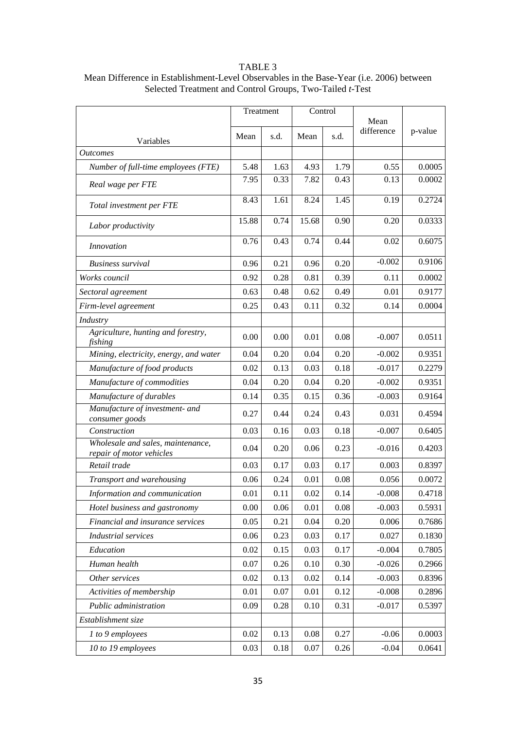TABLE 3

Mean Difference in Establishment-Level Observables in the Base-Year (i.e. 2006) between Selected Treatment and Control Groups, Two-Tailed *t*-Test

| Variables | Treatment | | Control | | Mean difference | p-value |
|---|---|---|---|---|---|---|
| | Mean | s.d. | Mean | s.d. | | |
| *Outcomes* | | | | | | |
| *Number of full-time employees (FTE)* | 5.48 | 1.63 | 4.93 | 1.79 | 0.55 | 0.0005 |
| *Real wage per FTE* | 7.95 | 0.33 | 7.82 | 0.43 | 0.13 | 0.0002 |
| *Total investment per FTE* | 8.43 | 1.61 | 8.24 | 1.45 | 0.19 | 0.2724 |
| *Labor productivity* | 15.88 | 0.74 | 15.68 | 0.90 | 0.20 | 0.0333 |
| *Innovation* | 0.76 | 0.43 | 0.74 | 0.44 | 0.02 | 0.6075 |
| *Business survival* | 0.96 | 0.21 | 0.96 | 0.20 | -0.002 | 0.9106 |
| *Works council* | 0.92 | 0.28 | 0.81 | 0.39 | 0.11 | 0.0002 |
| *Sectoral agreement* | 0.63 | 0.48 | 0.62 | 0.49 | 0.01 | 0.9177 |
| *Firm-level agreement* | 0.25 | 0.43 | 0.11 | 0.32 | 0.14 | 0.0004 |
| *Industry* | | | | | | |
| *Agriculture, hunting and forestry, fishing* | 0.00 | 0.00 | 0.01 | 0.08 | -0.007 | 0.0511 |
| *Mining, electricity, energy, and water* | 0.04 | 0.20 | 0.04 | 0.20 | -0.002 | 0.9351 |
| *Manufacture of food products* | 0.02 | 0.13 | 0.03 | 0.18 | -0.017 | 0.2279 |
| *Manufacture of commodities* | 0.04 | 0.20 | 0.04 | 0.20 | -0.002 | 0.9351 |
| *Manufacture of durables* | 0.14 | 0.35 | 0.15 | 0.36 | -0.003 | 0.9164 |
| *Manufacture of investment- and consumer goods* | 0.27 | 0.44 | 0.24 | 0.43 | 0.031 | 0.4594 |
| *Construction* | 0.03 | 0.16 | 0.03 | 0.18 | -0.007 | 0.6405 |
| *Wholesale and sales, maintenance, repair of motor vehicles* | 0.04 | 0.20 | 0.06 | 0.23 | -0.016 | 0.4203 |
| *Retail trade* | 0.03 | 0.17 | 0.03 | 0.17 | 0.003 | 0.8397 |
| *Transport and warehousing* | 0.06 | 0.24 | 0.01 | 0.08 | 0.056 | 0.0072 |
| *Information and communication* | 0.01 | 0.11 | 0.02 | 0.14 | -0.008 | 0.4718 |
| *Hotel business and gastronomy* | 0.00 | 0.06 | 0.01 | 0.08 | -0.003 | 0.5931 |
| *Financial and insurance services* | 0.05 | 0.21 | 0.04 | 0.20 | 0.006 | 0.7686 |
| *Industrial services* | 0.06 | 0.23 | 0.03 | 0.17 | 0.027 | 0.1830 |
| *Education* | 0.02 | 0.15 | 0.03 | 0.17 | -0.004 | 0.7805 |
| *Human health* | 0.07 | 0.26 | 0.10 | 0.30 | -0.026 | 0.2966 |
| *Other services* | 0.02 | 0.13 | 0.02 | 0.14 | -0.003 | 0.8396 |
| *Activities of membership* | 0.01 | 0.07 | 0.01 | 0.12 | -0.008 | 0.2896 |
| *Public administration* | 0.09 | 0.28 | 0.10 | 0.31 | -0.017 | 0.5397 |
| *Establishment size* | | | | | | |
| *1 to 9 employees* | 0.02 | 0.13 | 0.08 | 0.27 | -0.06 | 0.0003 |
| *10 to 19 employees* | 0.03 | 0.18 | 0.07 | 0.26 | -0.04 | 0.0641 |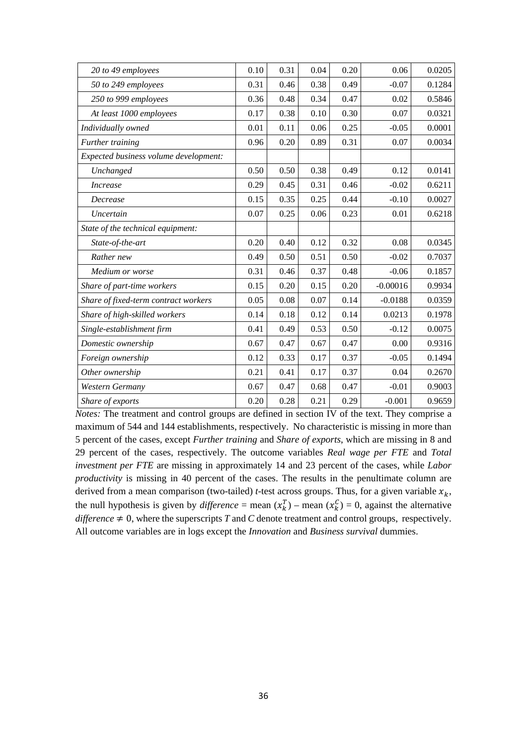| | | | | | | |
|---|---|---|---|---|---|---|
| *20 to 49 employees* | 0.10 | 0.31 | 0.04 | 0.20 | 0.06 | 0.0205 |
| *50 to 249 employees* | 0.31 | 0.46 | 0.38 | 0.49 | -0.07 | 0.1284 |
| *250 to 999 employees* | 0.36 | 0.48 | 0.34 | 0.47 | 0.02 | 0.5846 |
| *At least 1000 employees* | 0.17 | 0.38 | 0.10 | 0.30 | 0.07 | 0.0321 |
| *Individually owned* | 0.01 | 0.11 | 0.06 | 0.25 | -0.05 | 0.0001 |
| *Further training* | 0.96 | 0.20 | 0.89 | 0.31 | 0.07 | 0.0034 |
| *Expected business volume development:* | | | | | | |
| *Unchanged* | 0.50 | 0.50 | 0.38 | 0.49 | 0.12 | 0.0141 |
| *Increase* | 0.29 | 0.45 | 0.31 | 0.46 | -0.02 | 0.6211 |
| *Decrease* | 0.15 | 0.35 | 0.25 | 0.44 | -0.10 | 0.0027 |
| *Uncertain* | 0.07 | 0.25 | 0.06 | 0.23 | 0.01 | 0.6218 |
| *State of the technical equipment:* | | | | | | |
| *State-of-the-art* | 0.20 | 0.40 | 0.12 | 0.32 | 0.08 | 0.0345 |
| *Rather new* | 0.49 | 0.50 | 0.51 | 0.50 | -0.02 | 0.7037 |
| *Medium or worse* | 0.31 | 0.46 | 0.37 | 0.48 | -0.06 | 0.1857 |
| *Share of part-time workers* | 0.15 | 0.20 | 0.15 | 0.20 | -0.00016 | 0.9934 |
| *Share of fixed-term contract workers* | 0.05 | 0.08 | 0.07 | 0.14 | -0.0188 | 0.0359 |
| *Share of high-skilled workers* | 0.14 | 0.18 | 0.12 | 0.14 | 0.0213 | 0.1978 |
| *Single-establishment firm* | 0.41 | 0.49 | 0.53 | 0.50 | -0.12 | 0.0075 |
| *Domestic ownership* | 0.67 | 0.47 | 0.67 | 0.47 | 0.00 | 0.9316 |
| *Foreign ownership* | 0.12 | 0.33 | 0.17 | 0.37 | -0.05 | 0.1494 |
| *Other ownership* | 0.21 | 0.41 | 0.17 | 0.37 | 0.04 | 0.2670 |
| *Western Germany* | 0.67 | 0.47 | 0.68 | 0.47 | -0.01 | 0.9003 |
| *Share of exports* | 0.20 | 0.28 | 0.21 | 0.29 | -0.001 | 0.9659 |

*Notes:* The treatment and control groups are defined in section IV of the text. They comprise a maximum of 544 and 144 establishments, respectively. No characteristic is missing in more than 5 percent of the cases, except *Further training* and *Share of exports*, which are missing in 8 and 29 percent of the cases, respectively. The outcome variables *Real wage per FTE* and *Total investment per FTE* are missing in approximately 14 and 23 percent of the cases, while *Labor productivity* is missing in 40 percent of the cases. The results in the penultimate column are derived from a mean comparison (two-tailed) *t*-test across groups. Thus, for a given variable $x_k$, the null hypothesis is given by *difference* = mean $(x_k^T)$ – mean $(x_k^C)$ = 0, against the alternative *difference* $\neq 0$, where the superscripts *T* and *C* denote treatment and control groups, respectively. All outcome variables are in logs except the *Innovation* and *Business survival* dummies.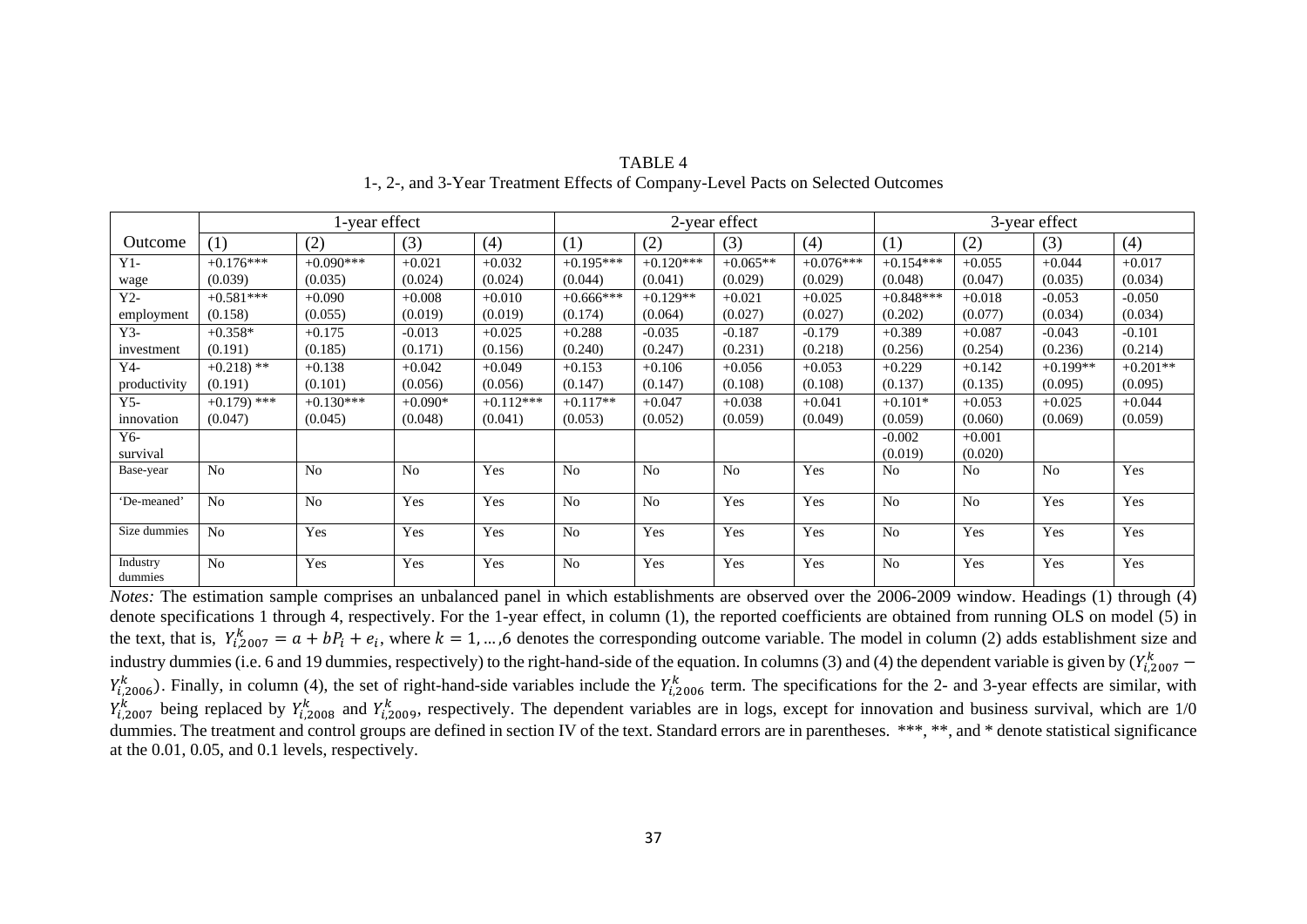TABLE 4

1-, 2-, and 3-Year Treatment Effects of Company-Level Pacts on Selected Outcomes

| | 1-year effect | | | | 2-year effect | | | | 3-year effect | | | |
|---|---|---|---|---|---|---|---|---|---|---|---|---|
| Outcome | (1) | (2) | (3) | (4) | (1) | (2) | (3) | (4) | (1) | (2) | (3) | (4) |
| Y1- wage | +0.176*** (0.039) | +0.090*** (0.035) | +0.021 (0.024) | +0.032 (0.024) | +0.195*** (0.044) | +0.120*** (0.041) | +0.065** (0.029) | +0.076*** (0.029) | +0.154*** (0.048) | +0.055 (0.047) | +0.044 (0.035) | +0.017 (0.034) |
| Y2- employment | +0.581*** (0.158) | +0.090 (0.055) | +0.008 (0.019) | +0.010 (0.019) | +0.666*** (0.174) | +0.129** (0.064) | +0.021 (0.027) | +0.025 (0.027) | +0.848*** (0.202) | +0.018 (0.077) | -0.053 (0.034) | -0.050 (0.034) |
| Y3- investment | +0.358* (0.191) | +0.175 (0.185) | -0.013 (0.171) | +0.025 (0.156) | +0.288 (0.240) | -0.035 (0.247) | -0.187 (0.231) | -0.179 (0.218) | +0.389 (0.256) | +0.087 (0.254) | -0.043 (0.236) | -0.101 (0.214) |
| Y4- productivity | +0.218) ** (0.191) | +0.138 (0.101) | +0.042 (0.056) | +0.049 (0.056) | +0.153 (0.147) | +0.106 (0.147) | +0.056 (0.108) | +0.053 (0.108) | +0.229 (0.137) | +0.142 (0.135) | +0.199** (0.095) | +0.201** (0.095) |
| Y5- innovation | +0.179) *** (0.047) | +0.130*** (0.045) | +0.090* (0.048) | +0.112*** (0.041) | +0.117** (0.053) | +0.047 (0.052) | +0.038 (0.059) | +0.041 (0.049) | +0.101* (0.059) | +0.053 (0.060) | +0.025 (0.069) | +0.044 (0.059) |
| Y6- survival | | | | | | | | | -0.002 (0.019) | +0.001 (0.020) | | |
| Base-year | No | No | No | Yes | No | No | No | Yes | No | No | No | Yes |
| 'De-meaned' | No | No | Yes | Yes | No | No | Yes | Yes | No | No | Yes | Yes |
| Size dummies | No | Yes | Yes | Yes | No | Yes | Yes | Yes | No | Yes | Yes | Yes |
| Industry dummies | No | Yes | Yes | Yes | No | Yes | Yes | Yes | No | Yes | Yes | Yes |

*Notes:* The estimation sample comprises an unbalanced panel in which establishments are observed over the 2006-2009 window. Headings (1) through (4) denote specifications 1 through 4, respectively. For the 1-year effect, in column (1), the reported coefficients are obtained from running OLS on model (5) in the text, that is, $Y_{i,2007}^{k} = a + bP_i + e_i$, where $k = 1, \ldots, 6$ denotes the corresponding outcome variable. The model in column (2) adds establishment size and industry dummies (i.e. 6 and 19 dummies, respectively) to the right-hand-side of the equation. In columns (3) and (4) the dependent variable is given by $(Y_{i,2007}^{k} - Y_{i,2006}^{k})$. Finally, in column (4), the set of right-hand-side variables include the $Y_{i,2006}^{k}$ term. The specifications for the 2- and 3-year effects are similar, with $Y_{i,2007}^{k}$ being replaced by $Y_{i,2008}^{k}$ and $Y_{i,2009}^{k}$, respectively. The dependent variables are in logs, except for innovation and business survival, which are 1/0 dummies. The treatment and control groups are defined in section IV of the text. Standard errors are in parentheses. ***, **, and * denote statistical significance at the 0.01, 0.05, and 0.1 levels, respectively.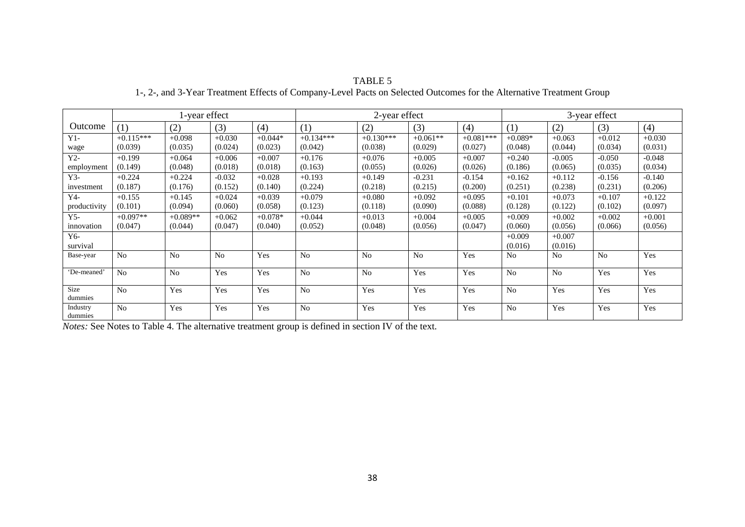TABLE 5

1-, 2-, and 3-Year Treatment Effects of Company-Level Pacts on Selected Outcomes for the Alternative Treatment Group

| | 1-year effect | | | | 2-year effect | | | | 3-year effect | | | |
|---|---|---|---|---|---|---|---|---|---|---|---|---|
| Outcome | (1) | (2) | (3) | (4) | (1) | (2) | (3) | (4) | (1) | (2) | (3) | (4) |
| Y1-<br>wage | +0.115***<br>(0.039) | +0.098<br>(0.035) | +0.030<br>(0.024) | +0.044*<br>(0.023) | +0.134***<br>(0.042) | +0.130***<br>(0.038) | +0.061**<br>(0.029) | +0.081***<br>(0.027) | +0.089*<br>(0.048) | +0.063<br>(0.044) | +0.012<br>(0.034) | +0.030<br>(0.031) |
| Y2-<br>employment | +0.199<br>(0.149) | +0.064<br>(0.048) | +0.006<br>(0.018) | +0.007<br>(0.018) | +0.176<br>(0.163) | +0.076<br>(0.055) | +0.005<br>(0.026) | +0.007<br>(0.026) | +0.240<br>(0.186) | -0.005<br>(0.065) | -0.050<br>(0.035) | -0.048<br>(0.034) |
| Y3-<br>investment | +0.224<br>(0.187) | +0.224<br>(0.176) | -0.032<br>(0.152) | +0.028<br>(0.140) | +0.193<br>(0.224) | +0.149<br>(0.218) | -0.231<br>(0.215) | -0.154<br>(0.200) | +0.162<br>(0.251) | +0.112<br>(0.238) | -0.156<br>(0.231) | -0.140<br>(0.206) |
| Y4-<br>productivity | +0.155<br>(0.101) | +0.145<br>(0.094) | +0.024<br>(0.060) | +0.039<br>(0.058) | +0.079<br>(0.123) | +0.080<br>(0.118) | +0.092<br>(0.090) | +0.095<br>(0.088) | +0.101<br>(0.128) | +0.073<br>(0.122) | +0.107<br>(0.102) | +0.122<br>(0.097) |
| Y5-<br>innovation | +0.097**<br>(0.047) | +0.089**<br>(0.044) | +0.062<br>(0.047) | +0.078*<br>(0.040) | +0.044<br>(0.052) | +0.013<br>(0.048) | +0.004<br>(0.056) | +0.005<br>(0.047) | +0.009<br>(0.060) | +0.002<br>(0.056) | +0.002<br>(0.066) | +0.001<br>(0.056) |
| Y6-<br>survival | | | | | | | | | +0.009<br>(0.016) | +0.007<br>(0.016) | | |
| Base-year | No | No | No | Yes | No | No | No | Yes | No | No | No | Yes |
| 'De-meaned' | No | No | Yes | Yes | No | No | Yes | Yes | No | No | Yes | Yes |
| Size dummies | No | Yes | Yes | Yes | No | Yes | Yes | Yes | No | Yes | Yes | Yes |
| Industry dummies | No | Yes | Yes | Yes | No | Yes | Yes | Yes | No | Yes | Yes | Yes |

*Notes:* See Notes to Table 4. The alternative treatment group is defined in section IV of the text.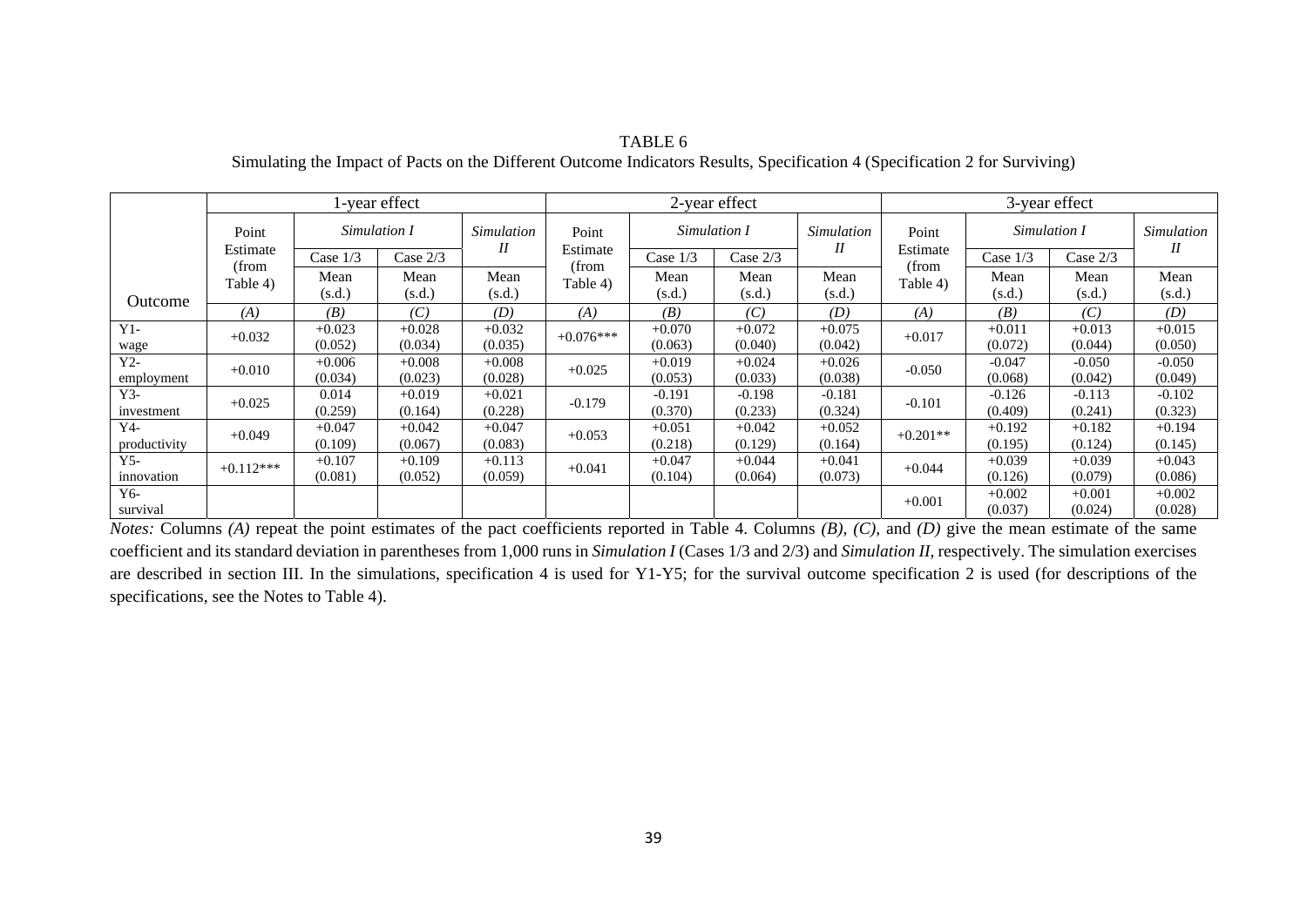TABLE 6

Simulating the Impact of Pacts on the Different Outcome Indicators Results, Specification 4 (Specification 2 for Surviving)

| Outcome | 1-year effect | | | | 2-year effect | | | | 3-year effect | | | |
|---|---|---|---|---|---|---|---|---|---|---|---|---|
| | Point Estimate (from Table 4) | *Simulation I* | | *Simulation II* | Point Estimate (from Table 4) | *Simulation I* | | *Simulation II* | Point Estimate (from Table 4) | *Simulation I* | | *Simulation II* |
| | | Case 1/3 | Case 2/3 | | | Case 1/3 | Case 2/3 | | | Case 1/3 | Case 2/3 | |
| | | Mean (s.d.) | Mean (s.d.) | Mean (s.d.) | | Mean (s.d.) | Mean (s.d.) | Mean (s.d.) | | Mean (s.d.) | Mean (s.d.) | Mean (s.d.) |
| | *(A)* | *(B)* | *(C)* | *(D)* | *(A)* | *(B)* | *(C)* | *(D)* | *(A)* | *(B)* | *(C)* | *(D)* |
| Y1- wage | +0.032 | +0.023 (0.052) | +0.028 (0.034) | +0.032 (0.035) | +0.076*** | +0.070 (0.063) | +0.072 (0.040) | +0.075 (0.042) | +0.017 | +0.011 (0.072) | +0.013 (0.044) | +0.015 (0.050) |
| Y2- employment | +0.010 | +0.006 (0.034) | +0.008 (0.023) | +0.008 (0.028) | +0.025 | +0.019 (0.053) | +0.024 (0.033) | +0.026 (0.038) | -0.050 | -0.047 (0.068) | -0.050 (0.042) | -0.050 (0.049) |
| Y3- investment | +0.025 | 0.014 (0.259) | +0.019 (0.164) | +0.021 (0.228) | -0.179 | -0.191 (0.370) | -0.198 (0.233) | -0.181 (0.324) | -0.101 | -0.126 (0.409) | -0.113 (0.241) | -0.102 (0.323) |
| Y4- productivity | +0.049 | +0.047 (0.109) | +0.042 (0.067) | +0.047 (0.083) | +0.053 | +0.051 (0.218) | +0.042 (0.129) | +0.052 (0.164) | +0.201** | +0.192 (0.195) | +0.182 (0.124) | +0.194 (0.145) |
| Y5- innovation | +0.112*** | +0.107 (0.081) | +0.109 (0.052) | +0.113 (0.059) | +0.041 | +0.047 (0.104) | +0.044 (0.064) | +0.041 (0.073) | +0.044 | +0.039 (0.126) | +0.039 (0.079) | +0.043 (0.086) |
| Y6- survival | | | | | | | | | +0.001 | +0.002 (0.037) | +0.001 (0.024) | +0.002 (0.028) |

*Notes:* Columns *(A)* repeat the point estimates of the pact coefficients reported in Table 4. Columns *(B)*, *(C)*, and *(D)* give the mean estimate of the same coefficient and its standard deviation in parentheses from 1,000 runs in *Simulation I* (Cases 1/3 and 2/3) and *Simulation II*, respectively. The simulation exercises are described in section III. In the simulations, specification 4 is used for Y1-Y5; for the survival outcome specification 2 is used (for descriptions of the specifications, see the Notes to Table 4).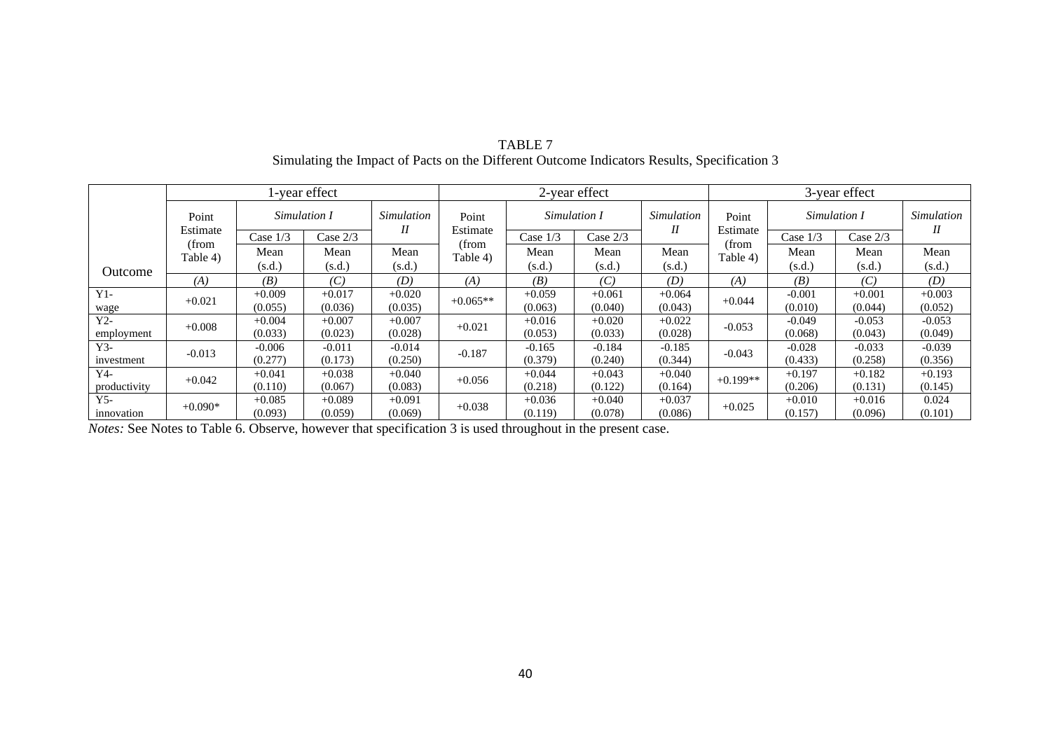TABLE 7
Simulating the Impact of Pacts on the Different Outcome Indicators Results, Specification 3

| Outcome | 1-year effect | | | | 2-year effect | | | | 3-year effect | | | |
|---|---|---|---|---|---|---|---|---|---|---|---|---|
| | Point Estimate (from Table 4) | *Simulation I* | | *Simulation II* | Point Estimate (from Table 4) | *Simulation I* | | *Simulation II* | Point Estimate (from Table 4) | *Simulation I* | | *Simulation II* |
| | | Case 1/3 | Case 2/3 | | | Case 1/3 | Case 2/3 | | | Case 1/3 | Case 2/3 | |
| | | Mean (s.d.) | Mean (s.d.) | Mean (s.d.) | | Mean (s.d.) | Mean (s.d.) | Mean (s.d.) | | Mean (s.d.) | Mean (s.d.) | Mean (s.d.) |
| | *(A)* | *(B)* | *(C)* | *(D)* | *(A)* | *(B)* | *(C)* | *(D)* | *(A)* | *(B)* | *(C)* | *(D)* |
| Y1- wage | +0.021 | +0.009 (0.055) | +0.017 (0.036) | +0.020 (0.035) | +0.065** | +0.059 (0.063) | +0.061 (0.040) | +0.064 (0.043) | +0.044 | -0.001 (0.010) | +0.001 (0.044) | +0.003 (0.052) |
| Y2- employment | +0.008 | +0.004 (0.033) | +0.007 (0.023) | +0.007 (0.028) | +0.021 | +0.016 (0.053) | +0.020 (0.033) | +0.022 (0.028) | -0.053 | -0.049 (0.068) | -0.053 (0.043) | -0.053 (0.049) |
| Y3- investment | -0.013 | -0.006 (0.277) | -0.011 (0.173) | -0.014 (0.250) | -0.187 | -0.165 (0.379) | -0.184 (0.240) | -0.185 (0.344) | -0.043 | -0.028 (0.433) | -0.033 (0.258) | -0.039 (0.356) |
| Y4- productivity | +0.042 | +0.041 (0.110) | +0.038 (0.067) | +0.040 (0.083) | +0.056 | +0.044 (0.218) | +0.043 (0.122) | +0.040 (0.164) | +0.199** | +0.197 (0.206) | +0.182 (0.131) | +0.193 (0.145) |
| Y5- innovation | +0.090* | +0.085 (0.093) | +0.089 (0.059) | +0.091 (0.069) | +0.038 | +0.036 (0.119) | +0.040 (0.078) | +0.037 (0.086) | +0.025 | +0.010 (0.157) | +0.016 (0.096) | 0.024 (0.101) |

*Notes:* See Notes to Table 6. Observe, however that specification 3 is used throughout in the present case.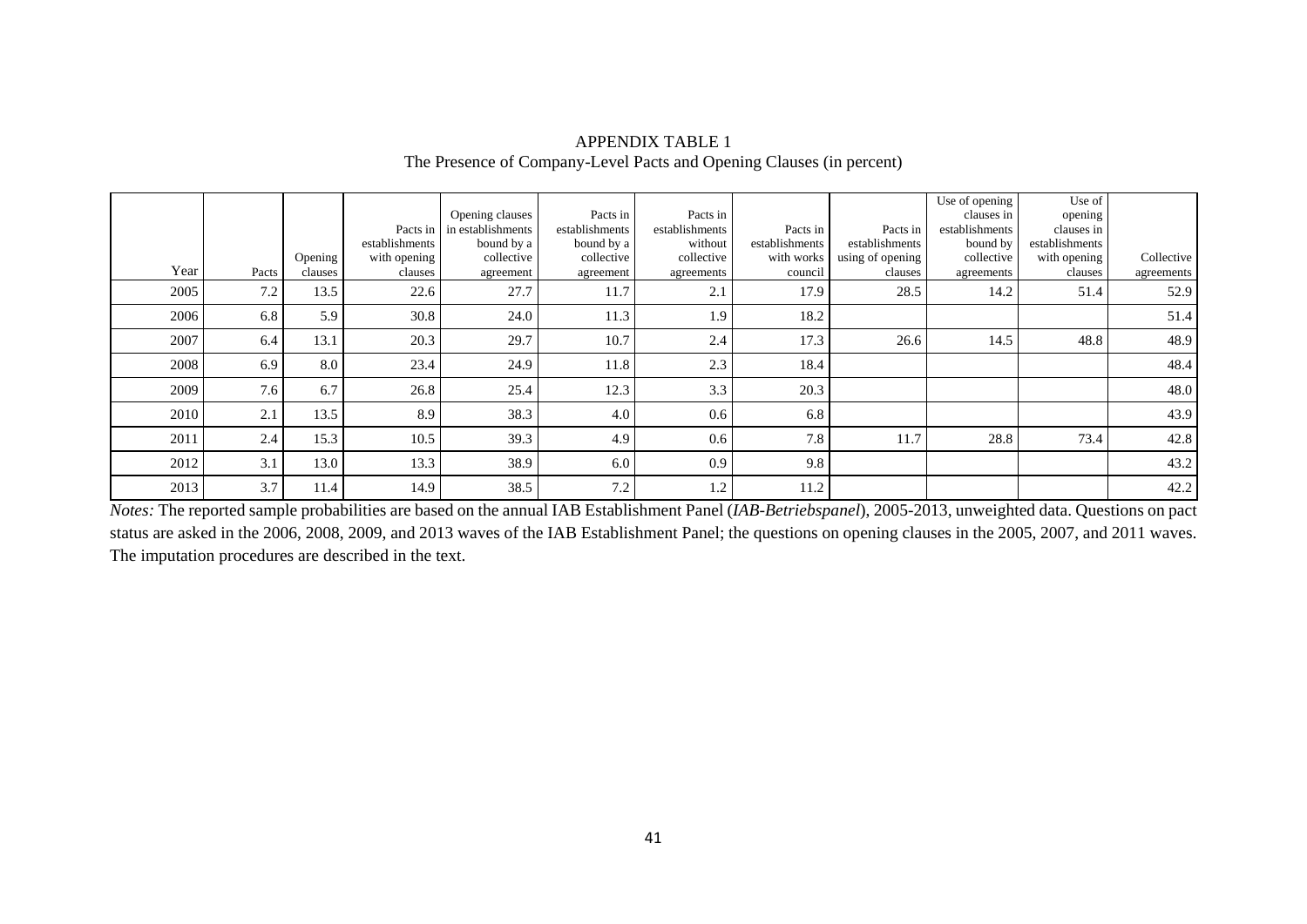APPENDIX TABLE 1

The Presence of Company-Level Pacts and Opening Clauses (in percent)

| Year | Pacts | Opening clauses | Pacts in establishments with opening clauses | Opening clauses in establishments bound by a collective agreement | Pacts in establishments bound by a collective agreement | Pacts in establishments without collective agreements | Pacts in establishments with works council | Pacts in establishments using of opening clauses | Use of opening clauses in establishments bound by collective agreements | Use of opening clauses in establishments with opening clauses | Collective agreements |
|---|---|---|---|---|---|---|---|---|---|---|---|
| 2005 | 7.2 | 13.5 | 22.6 | 27.7 | 11.7 | 2.1 | 17.9 | 28.5 | 14.2 | 51.4 | 52.9 |
| 2006 | 6.8 | 5.9 | 30.8 | 24.0 | 11.3 | 1.9 | 18.2 | | | | 51.4 |
| 2007 | 6.4 | 13.1 | 20.3 | 29.7 | 10.7 | 2.4 | 17.3 | 26.6 | 14.5 | 48.8 | 48.9 |
| 2008 | 6.9 | 8.0 | 23.4 | 24.9 | 11.8 | 2.3 | 18.4 | | | | 48.4 |
| 2009 | 7.6 | 6.7 | 26.8 | 25.4 | 12.3 | 3.3 | 20.3 | | | | 48.0 |
| 2010 | 2.1 | 13.5 | 8.9 | 38.3 | 4.0 | 0.6 | 6.8 | | | | 43.9 |
| 2011 | 2.4 | 15.3 | 10.5 | 39.3 | 4.9 | 0.6 | 7.8 | 11.7 | 28.8 | 73.4 | 42.8 |
| 2012 | 3.1 | 13.0 | 13.3 | 38.9 | 6.0 | 0.9 | 9.8 | | | | 43.2 |
| 2013 | 3.7 | 11.4 | 14.9 | 38.5 | 7.2 | 1.2 | 11.2 | | | | 42.2 |

*Notes:* The reported sample probabilities are based on the annual IAB Establishment Panel (*IAB-Betriebspanel*), 2005-2013, unweighted data. Questions on pact status are asked in the 2006, 2008, 2009, and 2013 waves of the IAB Establishment Panel; the questions on opening clauses in the 2005, 2007, and 2011 waves. The imputation procedures are described in the text.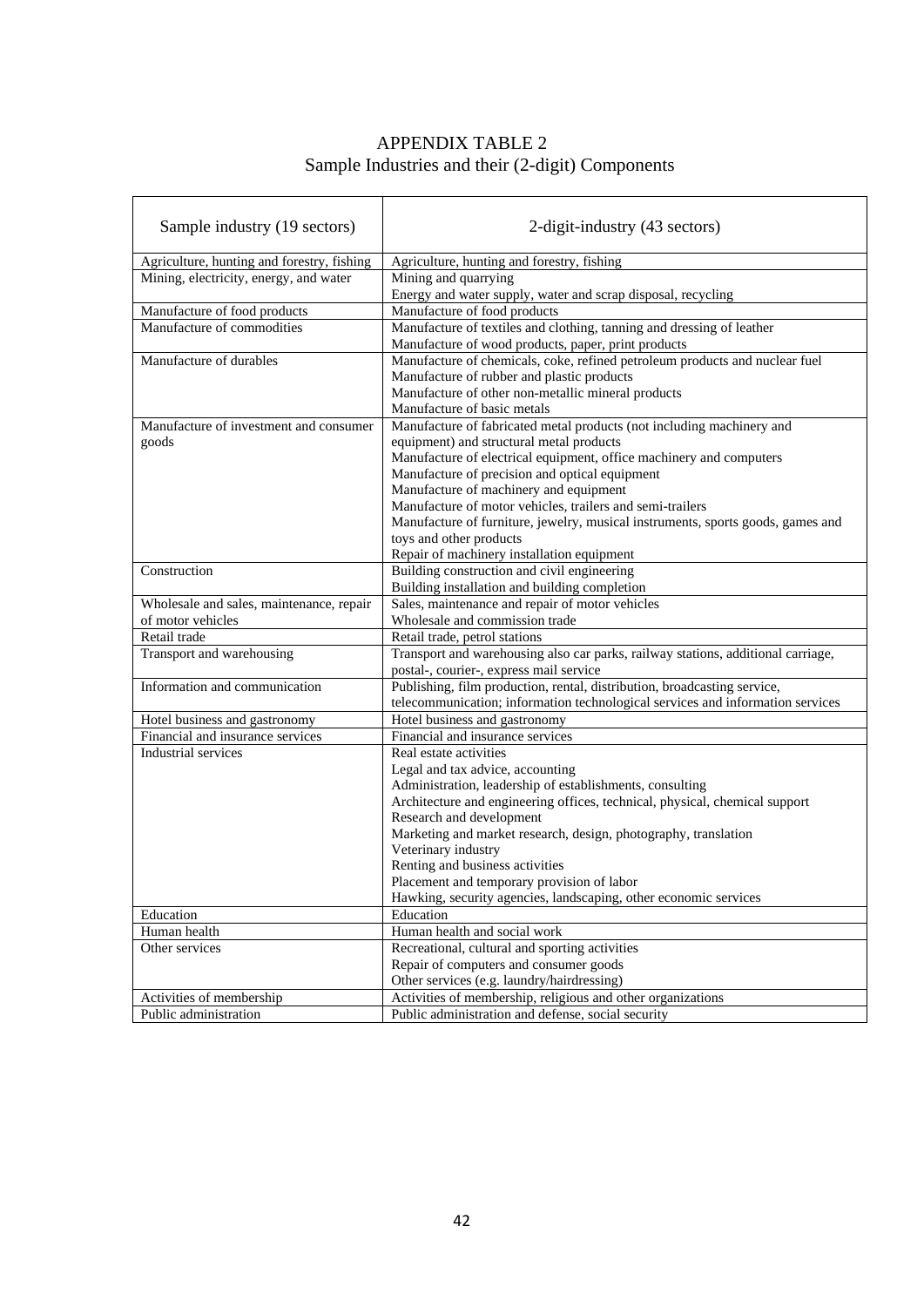# APPENDIX TABLE 2

## Sample Industries and their (2-digit) Components

| Sample industry (19 sectors) | 2-digit-industry (43 sectors) |
|---|---|
| Agriculture, hunting and forestry, fishing | Agriculture, hunting and forestry, fishing |
| Mining, electricity, energy, and water | Mining and quarrying<br>Energy and water supply, water and scrap disposal, recycling |
| Manufacture of food products | Manufacture of food products |
| Manufacture of commodities | Manufacture of textiles and clothing, tanning and dressing of leather<br>Manufacture of wood products, paper, print products |
| Manufacture of durables | Manufacture of chemicals, coke, refined petroleum products and nuclear fuel<br>Manufacture of rubber and plastic products<br>Manufacture of other non-metallic mineral products<br>Manufacture of basic metals |
| Manufacture of investment and consumer goods | Manufacture of fabricated metal products (not including machinery and equipment) and structural metal products<br>Manufacture of electrical equipment, office machinery and computers<br>Manufacture of precision and optical equipment<br>Manufacture of machinery and equipment<br>Manufacture of motor vehicles, trailers and semi-trailers<br>Manufacture of furniture, jewelry, musical instruments, sports goods, games and toys and other products<br>Repair of machinery installation equipment |
| Construction | Building construction and civil engineering<br>Building installation and building completion |
| Wholesale and sales, maintenance, repair of motor vehicles | Sales, maintenance and repair of motor vehicles<br>Wholesale and commission trade |
| Retail trade | Retail trade, petrol stations |
| Transport and warehousing | Transport and warehousing also car parks, railway stations, additional carriage, postal-, courier-, express mail service |
| Information and communication | Publishing, film production, rental, distribution, broadcasting service, telecommunication; information technological services and information services |
| Hotel business and gastronomy | Hotel business and gastronomy |
| Financial and insurance services | Financial and insurance services |
| Industrial services | Real estate activities<br>Legal and tax advice, accounting<br>Administration, leadership of establishments, consulting<br>Architecture and engineering offices, technical, physical, chemical support<br>Research and development<br>Marketing and market research, design, photography, translation<br>Veterinary industry<br>Renting and business activities<br>Placement and temporary provision of labor<br>Hawking, security agencies, landscaping, other economic services |
| Education | Education |
| Human health | Human health and social work |
| Other services | Recreational, cultural and sporting activities<br>Repair of computers and consumer goods<br>Other services (e.g. laundry/hairdressing) |
| Activities of membership | Activities of membership, religious and other organizations |
| Public administration | Public administration and defense, social security |